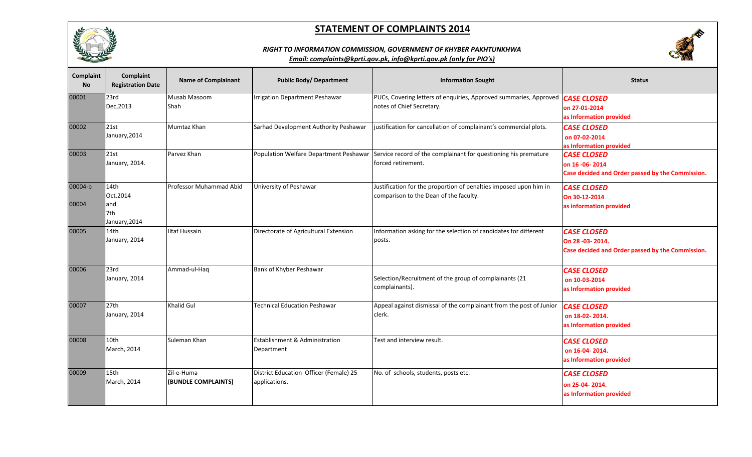# STATEMENT OF COMPLAINTS 2014

***RIGHT TO INFORMATION COMMISSION, GOVERNMENT OF KHYBER PAKHTUNKHWA***

***Email: complaints@kprti.gov.pk, info@kprti.gov.pk (only for PIO's)***

| Complaint No | Complaint Registration Date | Name of Complainant | Public Body/ Department | Information Sought | Status |
|---|---|---|---|---|---|
| 00001 | 23rd Dec,2013 | Musab Masoom Shah | Irrigation Department Peshawar | PUCs, Covering letters of enquiries, Approved summaries, Approved notes of Chief Secretary. | ***CASE CLOSED*** **on 27-01-2014 as Information provided** |
| 00002 | 21st January,2014 | Mumtaz Khan | Sarhad Development Authority Peshawar | justification for cancellation of complainant's commercial plots. | ***CASE CLOSED*** **on 07-02-2014 as Information provided** |
| 00003 | 21st January, 2014. | Parvez Khan | Population Welfare Department Peshawar | Service record of the complainant for questioning his premature forced retirement. | ***CASE CLOSED*** **on 16 -06- 2014 Case decided and Order passed by the Commission.** |
| 00004-b 00004 | 14th Oct.2014 and 7th January,2014 | Professor Muhammad Abid | University of Peshawar | Justification for the proportion of penalties imposed upon him in comparison to the Dean of the faculty. | ***CASE CLOSED*** **On 30-12-2014 as information provided** |
| 00005 | 14th January, 2014 | Iltaf Hussain | Directorate of Agricultural Extension | Information asking for the selection of candidates for different posts. | ***CASE CLOSED*** **On 28 -03- 2014. Case decided and Order passed by the Commission.** |
| 00006 | 23rd January, 2014 | Ammad-ul-Haq | Bank of Khyber Peshawar | Selection/Recruitment of the group of complainants (21 complainants). | ***CASE CLOSED*** **on 10-03-2014 as Information provided** |
| 00007 | 27th January, 2014 | Khalid Gul | Technical Education Peshawar | Appeal against dismissal of the complainant from the post of Junior clerk. | ***CASE CLOSED*** **on 18-02- 2014. as Information provided** |
| 00008 | 10th March, 2014 | Suleman Khan | Establishment & Administration Department | Test and interview result. | ***CASE CLOSED*** **on 16-04- 2014. as Information provided** |
| 00009 | 15th March, 2014 | Zil-e-Huma **(BUNDLE COMPLAINTS)** | District Education Officer (Female) 25 applications. | No. of schools, students, posts etc. | ***CASE CLOSED*** **on 25-04- 2014. as Information provided** |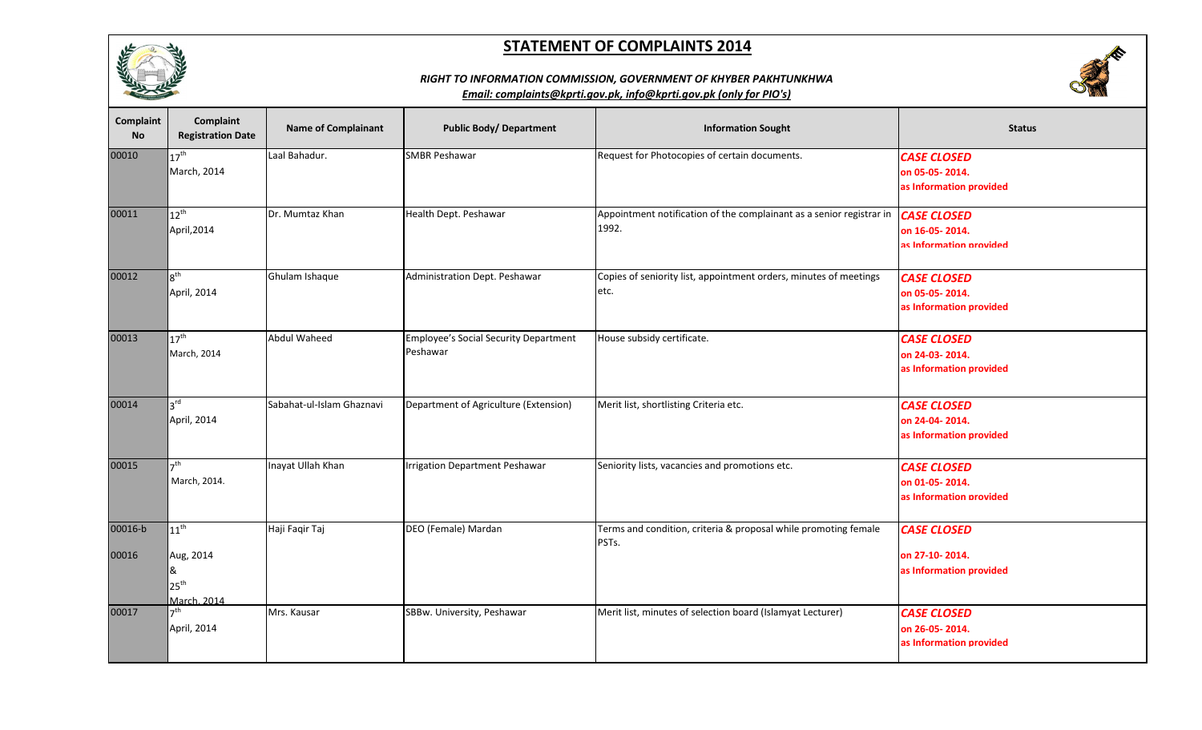# STATEMENT OF COMPLAINTS 2014

***RIGHT TO INFORMATION COMMISSION, GOVERNMENT OF KHYBER PAKHTUNKHWA***

***Email: complaints@kprti.gov.pk, info@kprti.gov.pk (only for PIO's)***

| Complaint No | Complaint Registration Date | Name of Complainant | Public Body/ Department | Information Sought | Status |
|---|---|---|---|---|---|
| 00010 | 17th March, 2014 | Laal Bahadur. | SMBR Peshawar | Request for Photocopies of certain documents. | ***CASE CLOSED*** **on 05-05- 2014. as Information provided** |
| 00011 | 12th April,2014 | Dr. Mumtaz Khan | Health Dept. Peshawar | Appointment notification of the complainant as a senior registrar in 1992. | ***CASE CLOSED*** **on 16-05- 2014. as Information provided** |
| 00012 | 8th April, 2014 | Ghulam Ishaque | Administration Dept. Peshawar | Copies of seniority list, appointment orders, minutes of meetings etc. | ***CASE CLOSED*** **on 05-05- 2014. as Information provided** |
| 00013 | 17th March, 2014 | Abdul Waheed | Employee's Social Security Department Peshawar | House subsidy certificate. | ***CASE CLOSED*** **on 24-03- 2014. as Information provided** |
| 00014 | 3rd April, 2014 | Sabahat-ul-Islam Ghaznavi | Department of Agriculture (Extension) | Merit list, shortlisting Criteria etc. | ***CASE CLOSED*** **on 24-04- 2014. as Information provided** |
| 00015 | 7th March, 2014. | Inayat Ullah Khan | Irrigation Department Peshawar | Seniority lists, vacancies and promotions etc. | ***CASE CLOSED*** **on 01-05- 2014. as Information provided** |
| 00016-b<br>00016 | 11th Aug, 2014 & 25th March, 2014 | Haji Faqir Taj | DEO (Female) Mardan | Terms and condition, criteria & proposal while promoting female PSTs. | ***CASE CLOSED*** **on 27-10- 2014. as Information provided** |
| 00017 | 7th April, 2014 | Mrs. Kausar | SBBw. University, Peshawar | Merit list, minutes of selection board (Islamyat Lecturer) | ***CASE CLOSED*** **on 26-05- 2014. as Information provided** |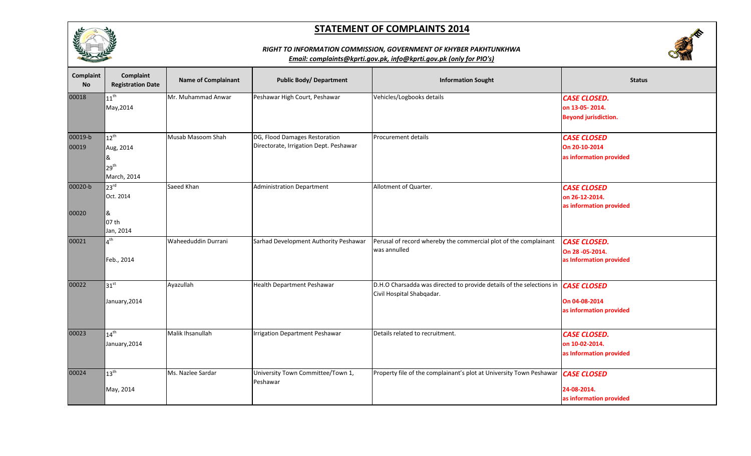# STATEMENT OF COMPLAINTS 2014

***RIGHT TO INFORMATION COMMISSION, GOVERNMENT OF KHYBER PAKHTUNKHWA***

***Email: complaints@kprti.gov.pk, info@kprti.gov.pk (only for PIO's)***

| Complaint No | Complaint Registration Date | Name of Complainant | Public Body/ Department | Information Sought | Status |
|---|---|---|---|---|---|
| 00018 | 11th May,2014 | Mr. Muhammad Anwar | Peshawar High Court, Peshawar | Vehicles/Logbooks details | ***CASE CLOSED.*** **on 13-05- 2014. Beyond jurisdiction.** |
| 00019-b 00019 | 12th Aug, 2014 & 29th March, 2014 | Musab Masoom Shah | DG, Flood Damages Restoration Directorate, Irrigation Dept. Peshawar | Procurement details | ***CASE CLOSED*** **On 20-10-2014 as information provided** |
| 00020-b 00020 | 23rd Oct. 2014 & 07 th Jan, 2014 | Saeed Khan | Administration Department | Allotment of Quarter. | ***CASE CLOSED*** **on 26-12-2014. as information provided** |
| 00021 | 4th Feb., 2014 | Waheeduddin Durrani | Sarhad Development Authority Peshawar | Perusal of record whereby the commercial plot of the complainant was annulled | ***CASE CLOSED.*** **On 28 -05-2014. as Information provided** |
| 00022 | 31st January,2014 | Ayazullah | Health Department Peshawar | D.H.O Charsadda was directed to provide details of the selections in Civil Hospital Shabqadar. | ***CASE CLOSED*** **On 04-08-2014 as information provided** |
| 00023 | 14th January,2014 | Malik Ihsanullah | Irrigation Department Peshawar | Details related to recruitment. | ***CASE CLOSED.*** **on 10-02-2014. as Information provided** |
| 00024 | 13th May, 2014 | Ms. Nazlee Sardar | University Town Committee/Town 1, Peshawar | Property file of the complainant's plot at University Town Peshawar | ***CASE CLOSED*** **24-08-2014. as information provided** |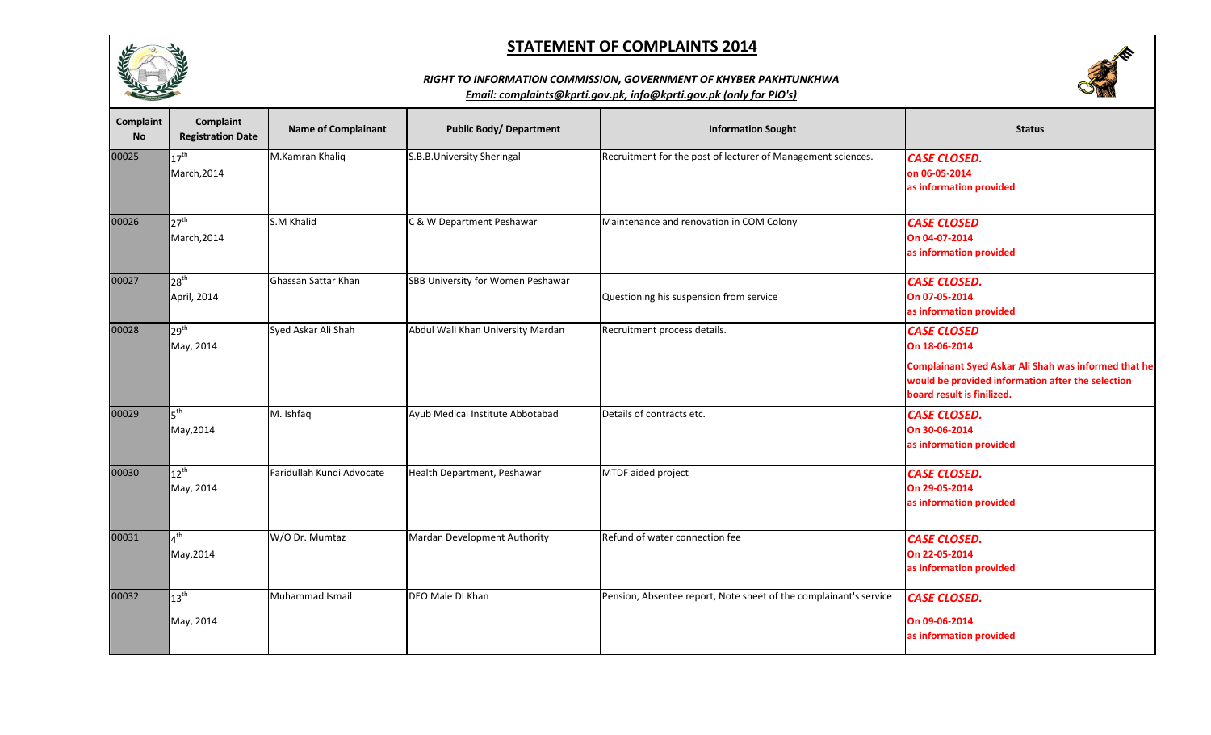# STATEMENT OF COMPLAINTS 2014

***RIGHT TO INFORMATION COMMISSION, GOVERNMENT OF KHYBER PAKHTUNKHWA***

***Email: complaints@kprti.gov.pk, info@kprti.gov.pk (only for PIO's)***

| Complaint No | Complaint Registration Date | Name of Complainant | Public Body/ Department | Information Sought | Status |
|---|---|---|---|---|---|
| 00025 | 17th March,2014 | M.Kamran Khaliq | S.B.B.University Sheringal | Recruitment for the post of lecturer of Management sciences. | ***CASE CLOSED.*** **on 06-05-2014 as information provided** |
| 00026 | 27th March,2014 | S.M Khalid | C & W Department Peshawar | Maintenance and renovation in COM Colony | ***CASE CLOSED*** **On 04-07-2014 as information provided** |
| 00027 | 28th April, 2014 | Ghassan Sattar Khan | SBB University for Women Peshawar | Questioning his suspension from service | ***CASE CLOSED.*** **On 07-05-2014 as information provided** |
| 00028 | 29th May, 2014 | Syed Askar Ali Shah | Abdul Wali Khan University Mardan | Recruitment process details. | ***CASE CLOSED*** **On 18-06-2014** **Complainant Syed Askar Ali Shah was informed that he would be provided information after the selection board result is finilized.** |
| 00029 | 5th May,2014 | M. Ishfaq | Ayub Medical Institute Abbotabad | Details of contracts etc. | ***CASE CLOSED.*** **On 30-06-2014 as information provided** |
| 00030 | 12th May, 2014 | Faridullah Kundi Advocate | Health Department, Peshawar | MTDF aided project | ***CASE CLOSED.*** **On 29-05-2014 as information provided** |
| 00031 | 4th May,2014 | W/O Dr. Mumtaz | Mardan Development Authority | Refund of water connection fee | ***CASE CLOSED.*** **On 22-05-2014 as information provided** |
| 00032 | 13th May, 2014 | Muhammad Ismail | DEO Male DI Khan | Pension, Absentee report, Note sheet of the complainant's service | ***CASE CLOSED.*** **On 09-06-2014 as information provided** |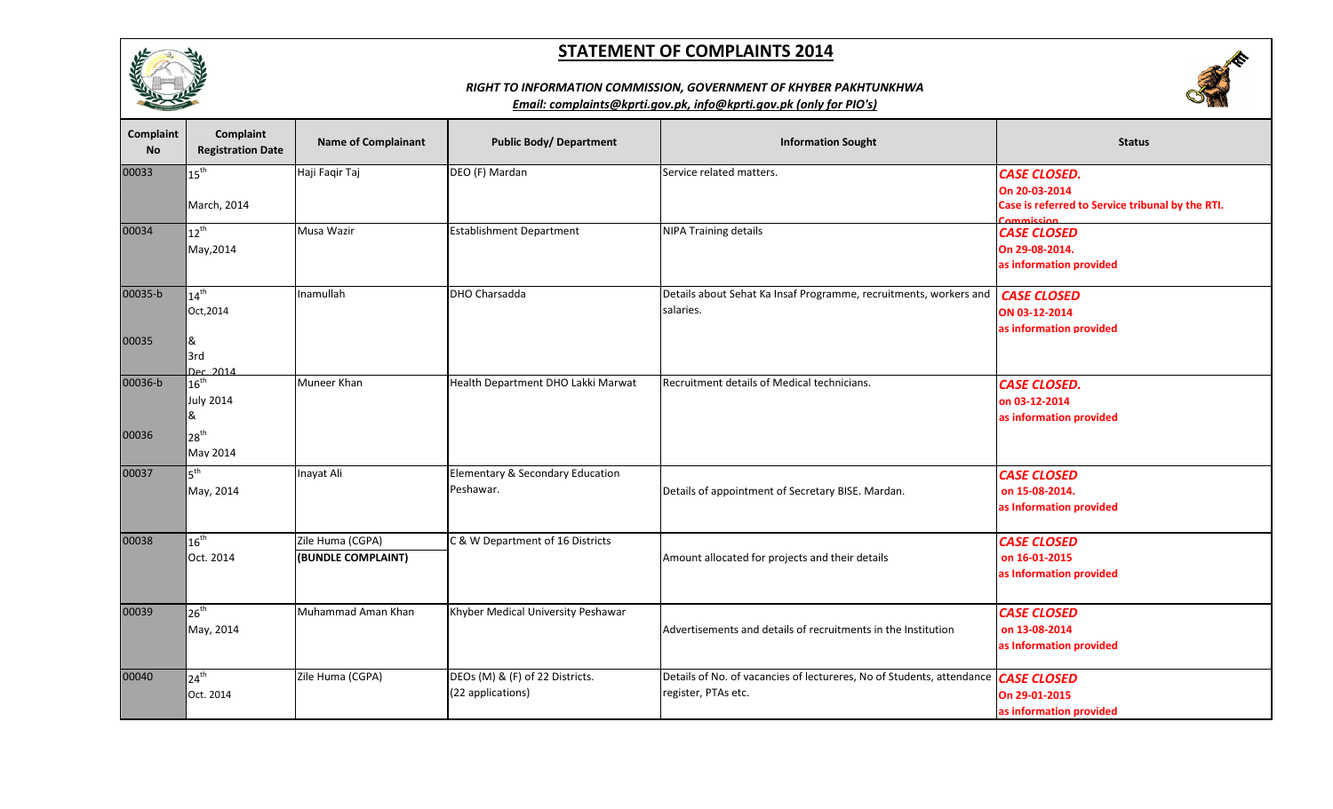## STATEMENT OF COMPLAINTS 2014

***RIGHT TO INFORMATION COMMISSION, GOVERNMENT OF KHYBER PAKHTUNKHWA***

***Email: complaints@kprti.gov.pk, info@kprti.gov.pk (only for PIO's)***

| Complaint No | Complaint Registration Date | Name of Complainant | Public Body/ Department | Information Sought | Status |
|---|---|---|---|---|---|
| 00033 | 15th March, 2014 | Haji Faqir Taj | DEO (F) Mardan | Service related matters. | ***CASE CLOSED.*** **On 20-03-2014 Case is referred to Service tribunal by the RTI. Commission** |
| 00034 | 12th May,2014 | Musa Wazir | Establishment Department | NIPA Training details | ***CASE CLOSED*** **On 29-08-2014. as information provided** |
| 00035-b<br><br>00035 | 14th Oct,2014<br><br>&<br>3rd Dec. 2014 | Inamullah | DHO Charsadda | Details about Sehat Ka Insaf Programme, recruitments, workers and salaries. | ***CASE CLOSED*** **ON 03-12-2014 as information provided** |
| 00036-b<br><br>00036 | 16th July 2014<br>&<br>28th May 2014 | Muneer Khan | Health Department DHO Lakki Marwat | Recruitment details of Medical technicians. | ***CASE CLOSED.*** **on 03-12-2014 as information provided** |
| 00037 | 5th May, 2014 | Inayat Ali | Elementary & Secondary Education Peshawar. | Details of appointment of Secretary BISE. Mardan. | ***CASE CLOSED*** **on 15-08-2014. as Information provided** |
| 00038 | 16th Oct. 2014 | Zile Huma (CGPA) **(BUNDLE COMPLAINT)** | C & W Department of 16 Districts | Amount allocated for projects and their details | ***CASE CLOSED*** **on 16-01-2015 as Information provided** |
| 00039 | 26th May, 2014 | Muhammad Aman Khan | Khyber Medical University Peshawar | Advertisements and details of recruitments in the Institution | ***CASE CLOSED*** **on 13-08-2014 as Information provided** |
| 00040 | 24th Oct. 2014 | Zile Huma (CGPA) | DEOs (M) & (F) of 22 Districts. (22 applications) | Details of No. of vacancies of lectureres, No of Students, attendance register, PTAs etc. | ***CASE CLOSED*** **On 29-01-2015 as information provided** |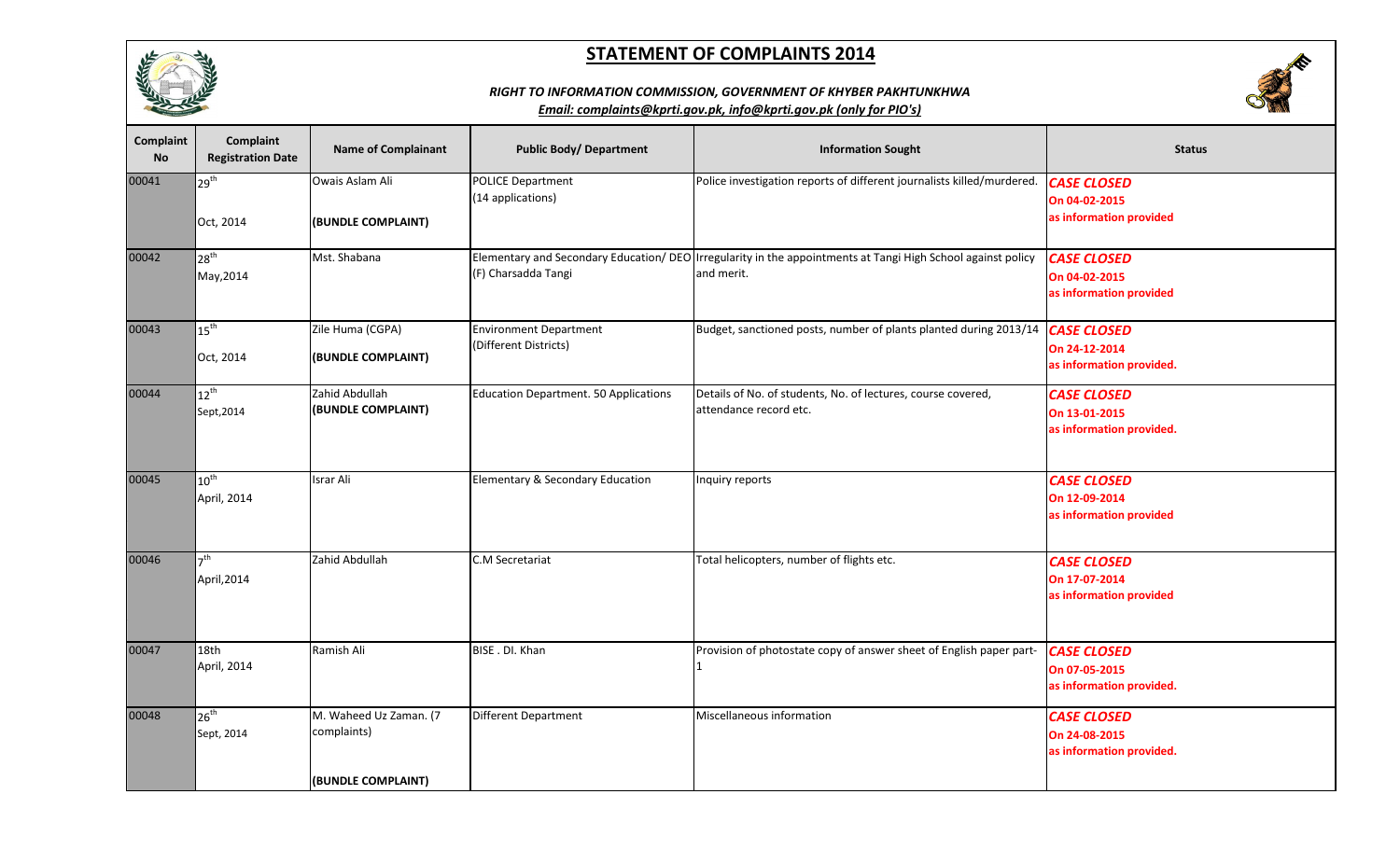## STATEMENT OF COMPLAINTS 2014

***RIGHT TO INFORMATION COMMISSION, GOVERNMENT OF KHYBER PAKHTUNKHWA***

***Email: complaints@kprti.gov.pk, info@kprti.gov.pk (only for PIO's)***

| Complaint No | Complaint Registration Date | Name of Complainant | Public Body/ Department | Information Sought | Status |
|---|---|---|---|---|---|
| 00041 | 29th Oct, 2014 | Owais Aslam Ali **(BUNDLE COMPLAINT)** | POLICE Department (14 applications) | Police investigation reports of different journalists killed/murdered. | ***CASE CLOSED*** **On 04-02-2015 as information provided** |
| 00042 | 28th May,2014 | Mst. Shabana | Elementary and Secondary Education/ DEO (F) Charsadda Tangi | Irregularity in the appointments at Tangi High School against policy and merit. | ***CASE CLOSED*** **On 04-02-2015 as information provided** |
| 00043 | 15th Oct, 2014 | Zile Huma (CGPA) **(BUNDLE COMPLAINT)** | Environment Department (Different Districts) | Budget, sanctioned posts, number of plants planted during 2013/14 | ***CASE CLOSED*** **On 24-12-2014 as information provided.** |
| 00044 | 12th Sept,2014 | Zahid Abdullah **(BUNDLE COMPLAINT)** | Education Department. 50 Applications | Details of No. of students, No. of lectures, course covered, attendance record etc. | ***CASE CLOSED*** **On 13-01-2015 as information provided.** |
| 00045 | 10th April, 2014 | Israr Ali | Elementary & Secondary Education | Inquiry reports | ***CASE CLOSED*** **On 12-09-2014 as information provided** |
| 00046 | 7th April,2014 | Zahid Abdullah | C.M Secretariat | Total helicopters, number of flights etc. | ***CASE CLOSED*** **On 17-07-2014 as information provided** |
| 00047 | 18th April, 2014 | Ramish Ali | BISE . DI. Khan | Provision of photostate copy of answer sheet of English paper part-1 | ***CASE CLOSED*** **On 07-05-2015 as information provided.** |
| 00048 | 26th Sept, 2014 | M. Waheed Uz Zaman. (7 complaints) **(BUNDLE COMPLAINT)** | Different Department | Miscellaneous information | ***CASE CLOSED*** **On 24-08-2015 as information provided.** |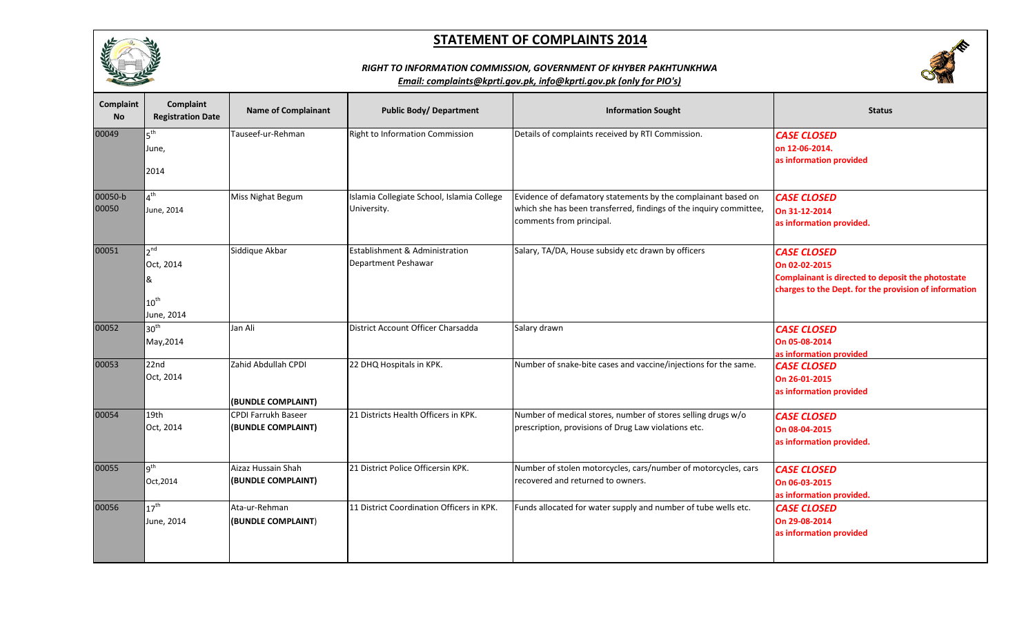# STATEMENT OF COMPLAINTS 2014

***RIGHT TO INFORMATION COMMISSION, GOVERNMENT OF KHYBER PAKHTUNKHWA***

***Email: complaints@kprti.gov.pk, info@kprti.gov.pk (only for PIO's)***

| Complaint No | Complaint Registration Date | Name of Complainant | Public Body/ Department | Information Sought | Status |
|---|---|---|---|---|---|
| 00049 | 5th June, 2014 | Tauseef-ur-Rehman | Right to Information Commission | Details of complaints received by RTI Commission. | ***CASE CLOSED*** **on 12-06-2014. as information provided** |
| 00050-b 00050 | 4th June, 2014 | Miss Nighat Begum | Islamia Collegiate School, Islamia College University. | Evidence of defamatory statements by the complainant based on which she has been transferred, findings of the inquiry committee, comments from principal. | ***CASE CLOSED*** **On 31-12-2014 as information provided.** |
| 00051 | 2nd Oct, 2014 & 10th June, 2014 | Siddique Akbar | Establishment & Administration Department Peshawar | Salary, TA/DA, House subsidy etc drawn by officers | ***CASE CLOSED*** **On 02-02-2015 Complainant is directed to deposit the photostate charges to the Dept. for the provision of information** |
| 00052 | 30th May,2014 | Jan Ali | District Account Officer Charsadda | Salary drawn | ***CASE CLOSED*** **On 05-08-2014 as information provided** |
| 00053 | 22nd Oct, 2014 | Zahid Abdullah CPDI **(BUNDLE COMPLAINT)** | 22 DHQ Hospitals in KPK. | Number of snake-bite cases and vaccine/injections for the same. | ***CASE CLOSED*** **On 26-01-2015 as information provided** |
| 00054 | 19th Oct, 2014 | CPDI Farrukh Baseer **(BUNDLE COMPLAINT)** | 21 Districts Health Officers in KPK. | Number of medical stores, number of stores selling drugs w/o prescription, provisions of Drug Law violations etc. | ***CASE CLOSED*** **On 08-04-2015 as information provided.** |
| 00055 | 9th Oct,2014 | Aizaz Hussain Shah **(BUNDLE COMPLAINT)** | 21 District Police Officersin KPK. | Number of stolen motorcycles, cars/number of motorcycles, cars recovered and returned to owners. | ***CASE CLOSED*** **On 06-03-2015 as information provided.** |
| 00056 | 17th June, 2014 | Ata-ur-Rehman **(BUNDLE COMPLAINT)** | 11 District Coordination Officers in KPK. | Funds allocated for water supply and number of tube wells etc. | ***CASE CLOSED*** **On 29-08-2014 as information provided** |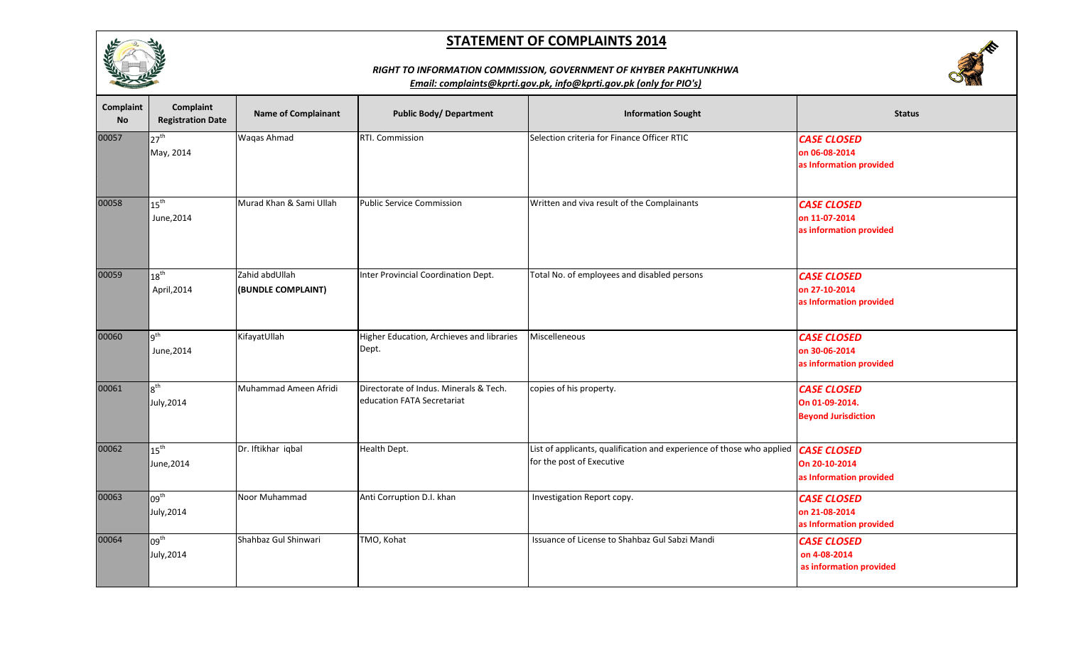# STATEMENT OF COMPLAINTS 2014

***RIGHT TO INFORMATION COMMISSION, GOVERNMENT OF KHYBER PAKHTUNKHWA***

***Email: complaints@kprti.gov.pk, info@kprti.gov.pk (only for PIO's)***

| Complaint No | Complaint Registration Date | Name of Complainant | Public Body/ Department | Information Sought | Status |
|---|---|---|---|---|---|
| 00057 | 27th May, 2014 | Waqas Ahmad | RTI. Commission | Selection criteria for Finance Officer RTIC | ***CASE CLOSED*** **on 06-08-2014 as Information provided** |
| 00058 | 15th June,2014 | Murad Khan & Sami Ullah | Public Service Commission | Written and viva result of the Complainants | ***CASE CLOSED*** **on 11-07-2014 as information provided** |
| 00059 | 18th April,2014 | Zahid abdUllah **(BUNDLE COMPLAINT)** | Inter Provincial Coordination Dept. | Total No. of employees and disabled persons | ***CASE CLOSED*** **on 27-10-2014 as Information provided** |
| 00060 | 9th June,2014 | KifayatUllah | Higher Education, Archieves and libraries Dept. | Miscelleneous | ***CASE CLOSED*** **on 30-06-2014 as information provided** |
| 00061 | 8th July,2014 | Muhammad Ameen Afridi | Directorate of Indus. Minerals & Tech. education FATA Secretariat | copies of his property. | ***CASE CLOSED*** **On 01-09-2014. Beyond Jurisdiction** |
| 00062 | 15th June,2014 | Dr. Iftikhar iqbal | Health Dept. | List of applicants, qualification and experience of those who applied for the post of Executive | ***CASE CLOSED*** **On 20-10-2014 as Information provided** |
| 00063 | 09th July,2014 | Noor Muhammad | Anti Corruption D.I. khan | Investigation Report copy. | ***CASE CLOSED*** **on 21-08-2014 as Information provided** |
| 00064 | 09th July,2014 | Shahbaz Gul Shinwari | TMO, Kohat | Issuance of License to Shahbaz Gul Sabzi Mandi | ***CASE CLOSED*** **on 4-08-2014 as information provided** |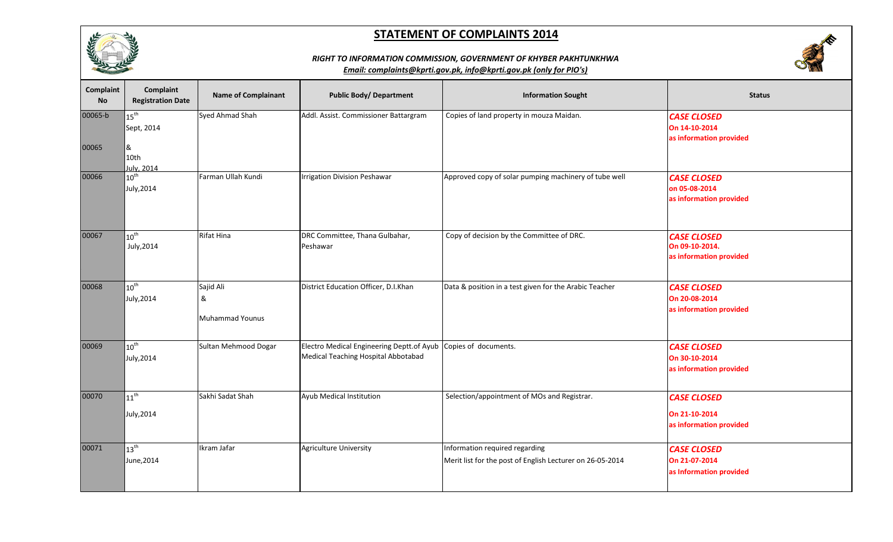# STATEMENT OF COMPLAINTS 2014

***RIGHT TO INFORMATION COMMISSION, GOVERNMENT OF KHYBER PAKHTUNKHWA***

***Email: complaints@kprti.gov.pk, info@kprti.gov.pk (only for PIO's)***

| Complaint No | Complaint Registration Date | Name of Complainant | Public Body/ Department | Information Sought | Status |
|---|---|---|---|---|---|
| 00065-b<br><br>00065 | 15th Sept, 2014<br>&<br>10th July, 2014 | Syed Ahmad Shah | Addl. Assist. Commissioner Battargram | Copies of land property in mouza Maidan. | ***CASE CLOSED***<br>**On 14-10-2014**<br>**as information provided** |
| 00066 | 10th July,2014 | Farman Ullah Kundi | Irrigation Division Peshawar | Approved copy of solar pumping machinery of tube well | ***CASE CLOSED***<br>**on 05-08-2014**<br>**as information provided** |
| 00067 | 10th July,2014 | Rifat Hina | DRC Committee, Thana Gulbahar, Peshawar | Copy of decision by the Committee of DRC. | ***CASE CLOSED***<br>**On 09-10-2014.**<br>**as information provided** |
| 00068 | 10th July,2014 | Sajid Ali<br>&<br>Muhammad Younus | District Education Officer, D.I.Khan | Data & position in a test given for the Arabic Teacher | ***CASE CLOSED***<br>**On 20-08-2014**<br>**as information provided** |
| 00069 | 10th July,2014 | Sultan Mehmood Dogar | Electro Medical Engineering Deptt.of Ayub Medical Teaching Hospital Abbotabad | Copies of documents. | ***CASE CLOSED***<br>**On 30-10-2014**<br>**as information provided** |
| 00070 | 11th July,2014 | Sakhi Sadat Shah | Ayub Medical Institution | Selection/appointment of MOs and Registrar. | ***CASE CLOSED***<br>**On 21-10-2014**<br>**as information provided** |
| 00071 | 13th June,2014 | Ikram Jafar | Agriculture University | Information required regarding<br>Merit list for the post of English Lecturer on 26-05-2014 | ***CASE CLOSED***<br>**On 21-07-2014**<br>**as Information provided** |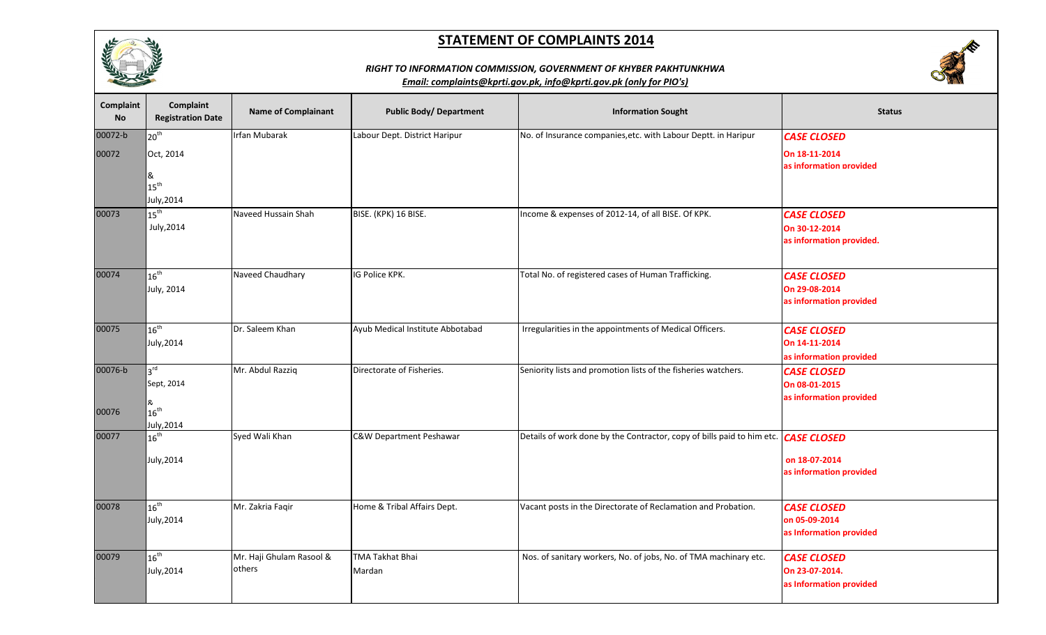## STATEMENT OF COMPLAINTS 2014

*RIGHT TO INFORMATION COMMISSION, GOVERNMENT OF KHYBER PAKHTUNKHWA*

*Email: complaints@kprti.gov.pk, info@kprti.gov.pk (only for PIO's)*

| Complaint No | Complaint Registration Date | Name of Complainant | Public Body/ Department | Information Sought | Status |
|---|---|---|---|---|---|
| 00072-b<br>00072 | 20th Oct, 2014<br>&<br>15th July,2014 | Irfan Mubarak | Labour Dept. District Haripur | No. of Insurance companies,etc. with Labour Deptt. in Haripur | ***CASE CLOSED***<br>**On 18-11-2014**<br>**as information provided** |
| 00073 | 15th July,2014 | Naveed Hussain Shah | BISE. (KPK) 16 BISE. | Income & expenses of 2012-14, of all BISE. Of KPK. | ***CASE CLOSED***<br>**On 30-12-2014**<br>**as information provided.** |
| 00074 | 16th July, 2014 | Naveed Chaudhary | IG Police KPK. | Total No. of registered cases of Human Trafficking. | ***CASE CLOSED***<br>**On 29-08-2014**<br>**as information provided** |
| 00075 | 16th July,2014 | Dr. Saleem Khan | Ayub Medical Institute Abbotabad | Irregularities in the appointments of Medical Officers. | ***CASE CLOSED***<br>**On 14-11-2014**<br>**as information provided** |
| 00076-b<br>00076 | 3rd Sept, 2014<br>&<br>16th July,2014 | Mr. Abdul Razziq | Directorate of Fisheries. | Seniority lists and promotion lists of the fisheries watchers. | ***CASE CLOSED***<br>**On 08-01-2015**<br>**as information provided** |
| 00077 | 16th July,2014 | Syed Wali Khan | C&W Department Peshawar | Details of work done by the Contractor, copy of bills paid to him etc. | ***CASE CLOSED***<br>**on 18-07-2014**<br>**as information provided** |
| 00078 | 16th July,2014 | Mr. Zakria Faqir | Home & Tribal Affairs Dept. | Vacant posts in the Directorate of Reclamation and Probation. | ***CASE CLOSED***<br>**on 05-09-2014**<br>**as Information provided** |
| 00079 | 16th July,2014 | Mr. Haji Ghulam Rasool & others | TMA Takhat Bhai Mardan | Nos. of sanitary workers, No. of jobs, No. of TMA machinary etc. | ***CASE CLOSED***<br>**On 23-07-2014.**<br>**as Information provided** |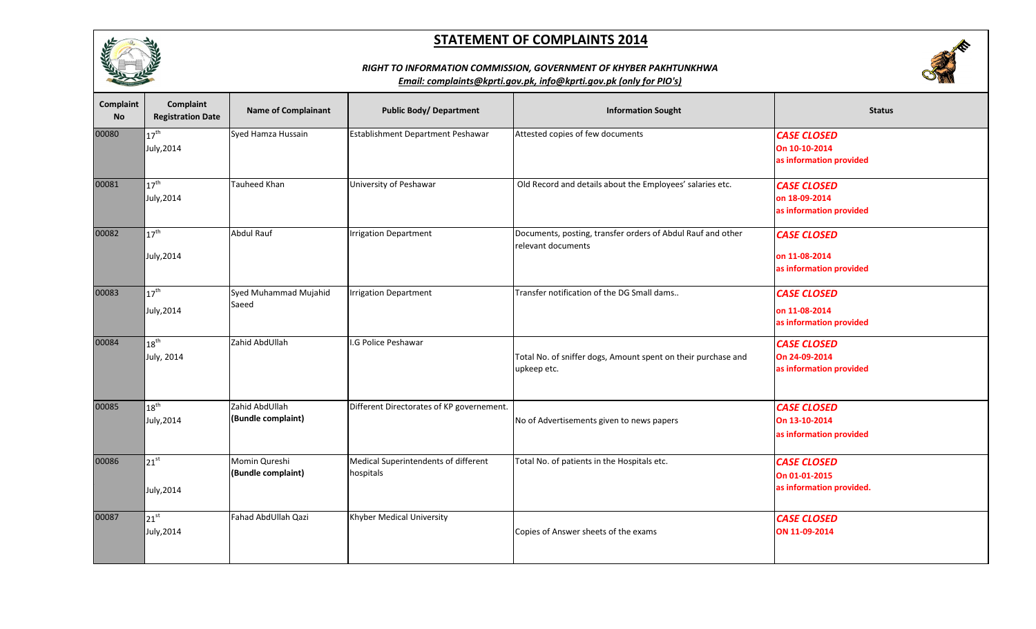# STATEMENT OF COMPLAINTS 2014

***RIGHT TO INFORMATION COMMISSION, GOVERNMENT OF KHYBER PAKHTUNKHWA***

***Email: complaints@kprti.gov.pk, info@kprti.gov.pk (only for PIO's)***

| Complaint No | Complaint Registration Date | Name of Complainant | Public Body/ Department | Information Sought | Status |
|---|---|---|---|---|---|
| 00080 | 17th July,2014 | Syed Hamza Hussain | Establishment Department Peshawar | Attested copies of few documents | ***CASE CLOSED*** **On 10-10-2014 as information provided** |
| 00081 | 17th July,2014 | Tauheed Khan | University of Peshawar | Old Record and details about the Employees' salaries etc. | ***CASE CLOSED*** **on 18-09-2014 as information provided** |
| 00082 | 17th July,2014 | Abdul Rauf | Irrigation Department | Documents, posting, transfer orders of Abdul Rauf and other relevant documents | ***CASE CLOSED*** **on 11-08-2014 as information provided** |
| 00083 | 17th July,2014 | Syed Muhammad Mujahid Saeed | Irrigation Department | Transfer notification of the DG Small dams.. | ***CASE CLOSED*** **on 11-08-2014 as information provided** |
| 00084 | 18th July, 2014 | Zahid AbdUllah | I.G Police Peshawar | Total No. of sniffer dogs, Amount spent on their purchase and upkeep etc. | ***CASE CLOSED*** **On 24-09-2014 as information provided** |
| 00085 | 18th July,2014 | Zahid AbdUllah **(Bundle complaint)** | Different Directorates of KP governement. | No of Advertisements given to news papers | ***CASE CLOSED*** **On 13-10-2014 as information provided** |
| 00086 | 21st July,2014 | Momin Qureshi **(Bundle complaint)** | Medical Superintendents of different hospitals | Total No. of patients in the Hospitals etc. | ***CASE CLOSED*** **On 01-01-2015 as information provided.** |
| 00087 | 21st July,2014 | Fahad AbdUllah Qazi | Khyber Medical University | Copies of Answer sheets of the exams | ***CASE CLOSED*** **ON 11-09-2014** |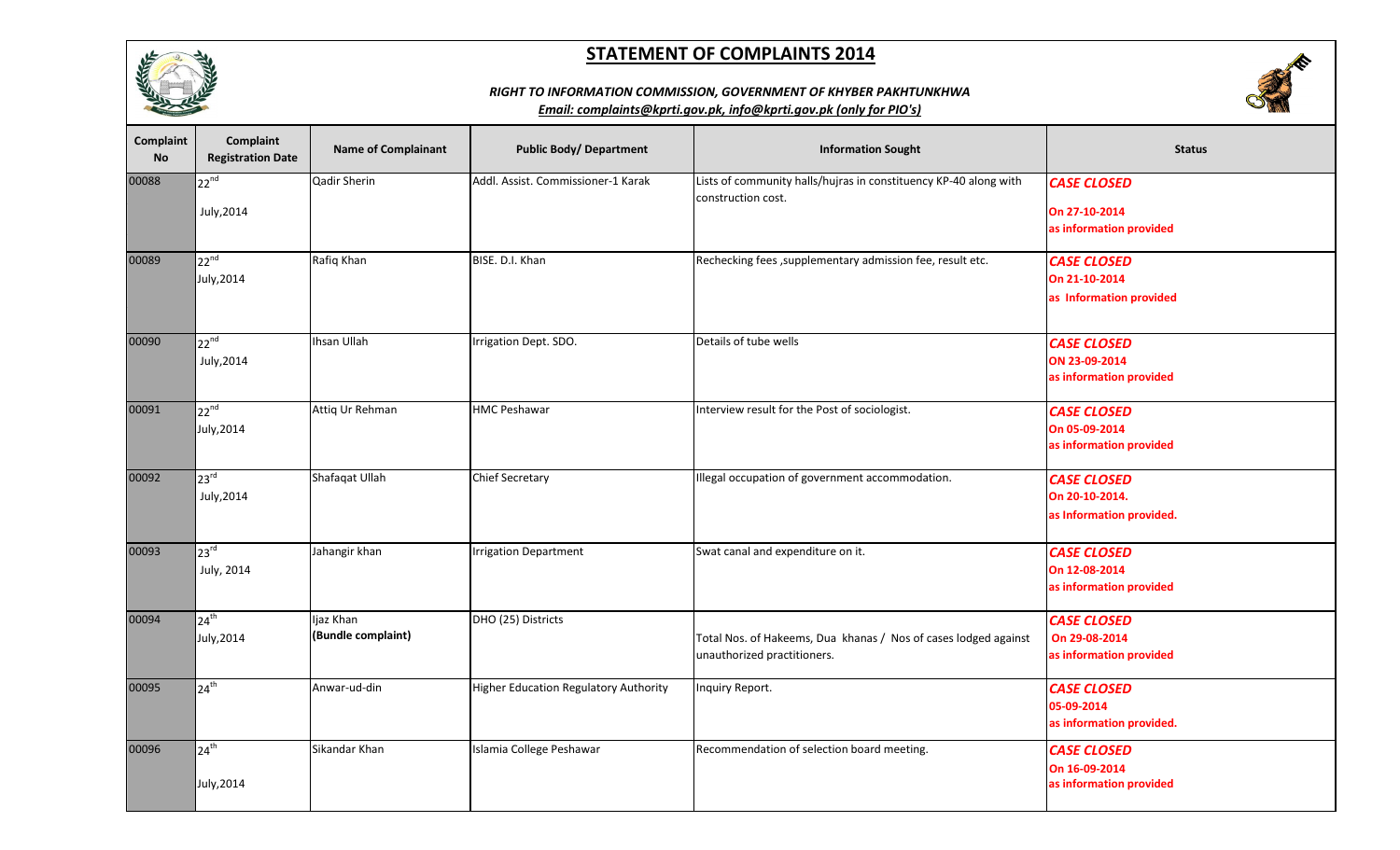# STATEMENT OF COMPLAINTS 2014

***RIGHT TO INFORMATION COMMISSION, GOVERNMENT OF KHYBER PAKHTUNKHWA***

***Email: complaints@kprti.gov.pk, info@kprti.gov.pk (only for PIO's)***

| Complaint No | Complaint Registration Date | Name of Complainant | Public Body/ Department | Information Sought | Status |
|---|---|---|---|---|---|
| 00088 | 22nd July,2014 | Qadir Sherin | Addl. Assist. Commissioner-1 Karak | Lists of community halls/hujras in constituency KP-40 along with construction cost. | ***CASE CLOSED*** **On 27-10-2014 as information provided** |
| 00089 | 22nd July,2014 | Rafiq Khan | BISE. D.I. Khan | Rechecking fees ,supplementary admission fee, result etc. | ***CASE CLOSED*** **On 21-10-2014 as Information provided** |
| 00090 | 22nd July,2014 | Ihsan Ullah | Irrigation Dept. SDO. | Details of tube wells | ***CASE CLOSED*** **ON 23-09-2014 as information provided** |
| 00091 | 22nd July,2014 | Attiq Ur Rehman | HMC Peshawar | Interview result for the Post of sociologist. | ***CASE CLOSED*** **On 05-09-2014 as information provided** |
| 00092 | 23rd July,2014 | Shafaqat Ullah | Chief Secretary | Illegal occupation of government accommodation. | ***CASE CLOSED*** **On 20-10-2014. as Information provided.** |
| 00093 | 23rd July, 2014 | Jahangir khan | Irrigation Department | Swat canal and expenditure on it. | ***CASE CLOSED*** **On 12-08-2014 as information provided** |
| 00094 | 24th July,2014 | Ijaz Khan **(Bundle complaint)** | DHO (25) Districts | Total Nos. of Hakeems, Dua khanas / Nos of cases lodged against unauthorized practitioners. | ***CASE CLOSED*** **On 29-08-2014 as information provided** |
| 00095 | 24th | Anwar-ud-din | Higher Education Regulatory Authority | Inquiry Report. | ***CASE CLOSED*** **05-09-2014 as information provided.** |
| 00096 | 24th July,2014 | Sikandar Khan | Islamia College Peshawar | Recommendation of selection board meeting. | ***CASE CLOSED*** **On 16-09-2014 as information provided** |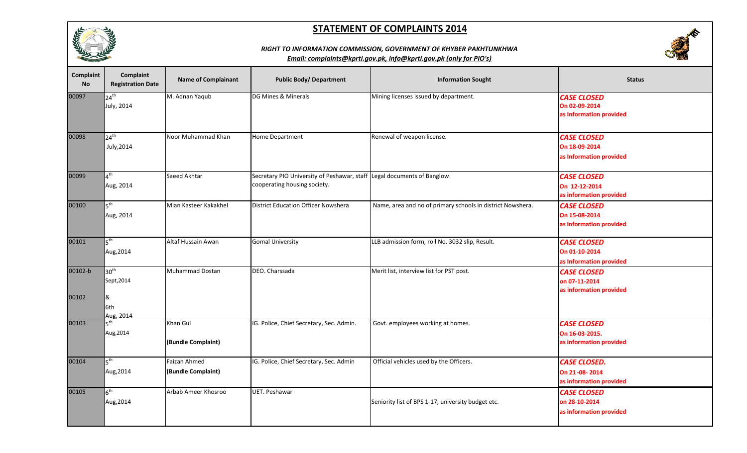# STATEMENT OF COMPLAINTS 2014

***RIGHT TO INFORMATION COMMISSION, GOVERNMENT OF KHYBER PAKHTUNKHWA***

***Email: complaints@kprti.gov.pk, info@kprti.gov.pk (only for PIO's)***

| Complaint No | Complaint Registration Date | Name of Complainant | Public Body/ Department | Information Sought | Status |
|---|---|---|---|---|---|
| 00097 | 24th July, 2014 | M. Adnan Yaqub | DG Mines & Minerals | Mining licenses issued by department. | ***CASE CLOSED*** **On 02-09-2014 as Information provided** |
| 00098 | 24th July,2014 | Noor Muhammad Khan | Home Department | Renewal of weapon license. | ***CASE CLOSED*** **On 18-09-2014 as Information provided** |
| 00099 | 4th Aug, 2014 | Saeed Akhtar | Secretary PIO University of Peshawar, staff cooperating housing society. | Legal documents of Banglow. | ***CASE CLOSED*** **On 12-12-2014 as information provided** |
| 00100 | 5th Aug, 2014 | Mian Kasteer Kakakhel | District Education Officer Nowshera | Name, area and no of primary schools in district Nowshera. | ***CASE CLOSED*** **On 15-08-2014 as information provided** |
| 00101 | 5th Aug,2014 | Altaf Hussain Awan | Gomal University | LLB admission form, roll No. 3032 slip, Result. | ***CASE CLOSED*** **On 01-10-2014 as Information provided** |
| 00102-b<br><br>00102 | 30th Sept,2014<br>&<br>6th Aug, 2014 | Muhammad Dostan | DEO. Charssada | Merit list, interview list for PST post. | ***CASE CLOSED*** **on 07-11-2014 as information provided** |
| 00103 | 5th Aug,2014 | Khan Gul<br>**(Bundle Complaint)** | IG. Police, Chief Secretary, Sec. Admin. | Govt. employees working at homes. | ***CASE CLOSED*** **On 16-03-2015. as information provided** |
| 00104 | 5th Aug,2014 | Faizan Ahmed<br>**(Bundle Complaint)** | IG. Police, Chief Secretary, Sec. Admin | Official vehicles used by the Officers. | ***CASE CLOSED.*** **On 21-08- 2014 as information provided** |
| 00105 | 6th Aug,2014 | Arbab Ameer Khosroo | UET. Peshawar | Seniority list of BPS 1-17, university budget etc. | ***CASE CLOSED*** **on 28-10-2014 as information provided** |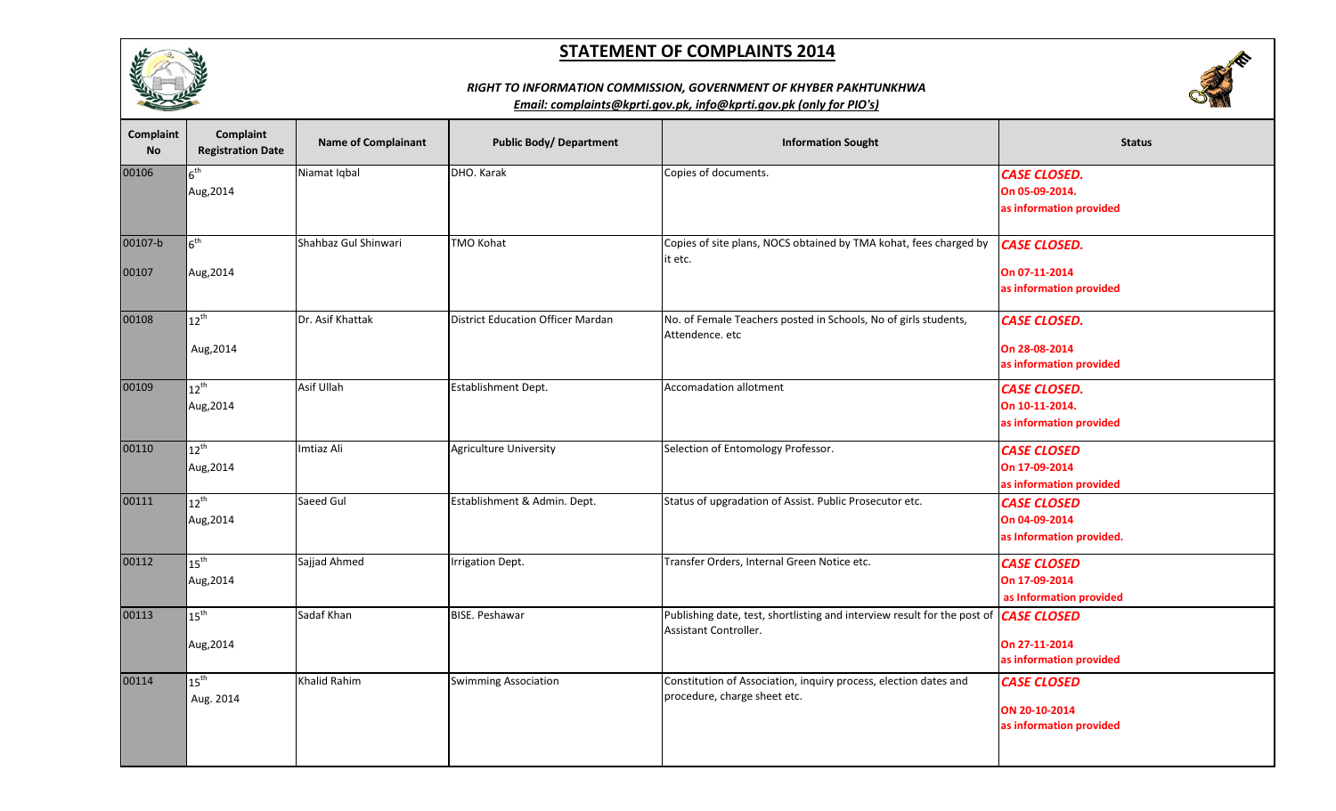# STATEMENT OF COMPLAINTS 2014

***RIGHT TO INFORMATION COMMISSION, GOVERNMENT OF KHYBER PAKHTUNKHWA***

***Email: complaints@kprti.gov.pk, info@kprti.gov.pk (only for PIO's)***

| Complaint No | Complaint Registration Date | Name of Complainant | Public Body/ Department | Information Sought | Status |
|---|---|---|---|---|---|
| 00106 | 6th Aug,2014 | Niamat Iqbal | DHO. Karak | Copies of documents. | ***CASE CLOSED.*** **On 05-09-2014. as information provided** |
| 00107-b 00107 | 6th Aug,2014 | Shahbaz Gul Shinwari | TMO Kohat | Copies of site plans, NOCS obtained by TMA kohat, fees charged by it etc. | ***CASE CLOSED.*** **On 07-11-2014 as information provided** |
| 00108 | 12th Aug,2014 | Dr. Asif Khattak | District Education Officer Mardan | No. of Female Teachers posted in Schools, No of girls students, Attendence. etc | ***CASE CLOSED.*** **On 28-08-2014 as information provided** |
| 00109 | 12th Aug,2014 | Asif Ullah | Establishment Dept. | Accomadation allotment | ***CASE CLOSED.*** **On 10-11-2014. as information provided** |
| 00110 | 12th Aug,2014 | Imtiaz Ali | Agriculture University | Selection of Entomology Professor. | ***CASE CLOSED*** **On 17-09-2014 as information provided** |
| 00111 | 12th Aug,2014 | Saeed Gul | Establishment & Admin. Dept. | Status of upgradation of Assist. Public Prosecutor etc. | ***CASE CLOSED*** **On 04-09-2014 as Information provided.** |
| 00112 | 15th Aug,2014 | Sajjad Ahmed | Irrigation Dept. | Transfer Orders, Internal Green Notice etc. | ***CASE CLOSED*** **On 17-09-2014 as Information provided** |
| 00113 | 15th Aug,2014 | Sadaf Khan | BISE. Peshawar | Publishing date, test, shortlisting and interview result for the post of Assistant Controller. | ***CASE CLOSED*** **On 27-11-2014 as information provided** |
| 00114 | 15th Aug. 2014 | Khalid Rahim | Swimming Association | Constitution of Association, inquiry process, election dates and procedure, charge sheet etc. | ***CASE CLOSED*** **ON 20-10-2014 as information provided** |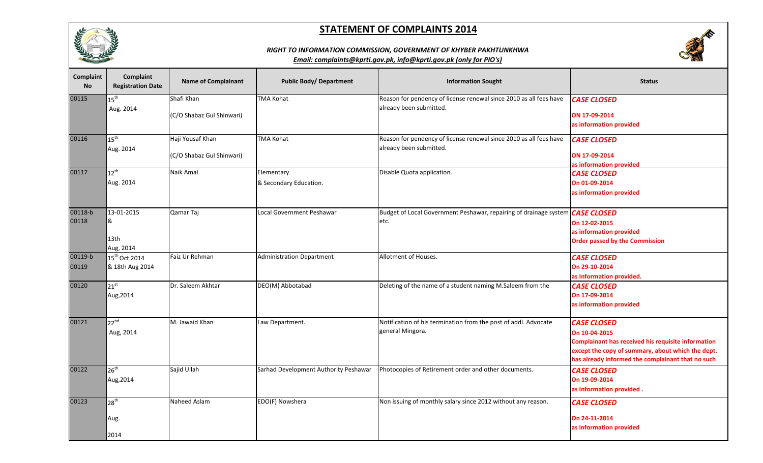# STATEMENT OF COMPLAINTS 2014

*RIGHT TO INFORMATION COMMISSION, GOVERNMENT OF KHYBER PAKHTUNKHWA*

*Email: complaints@kprti.gov.pk, info@kprti.gov.pk (only for PIO's)*

| Complaint No | Complaint Registration Date | Name of Complainant | Public Body/ Department | Information Sought | Status |
|---|---|---|---|---|---|
| 00115 | 15th Aug. 2014 | Shafi Khan (C/O Shabaz Gul Shinwari) | TMA Kohat | Reason for pendency of license renewal since 2010 as all fees have already been submitted. | ***CASE CLOSED*** **ON 17-09-2014 as information provided** |
| 00116 | 15th Aug. 2014 | Haji Yousaf Khan (C/O Shabaz Gul Shinwari) | TMA Kohat | Reason for pendency of license renewal since 2010 as all fees have already been submitted. | ***CASE CLOSED*** **ON 17-09-2014 as information provided** |
| 00117 | 12th Aug. 2014 | Naik Amal | Elementary & Secondary Education. | Disable Quota application. | ***CASE CLOSED*** **On 01-09-2014 as information provided** |
| 00118-b 00118 | 13-01-2015 & 13th Aug, 2014 | Qamar Taj | Local Government Peshawar | Budget of Local Government Peshawar, repairing of drainage system etc. | ***CASE CLOSED*** **On 12-02-2015 as information provided Order passed by the Commission** |
| 00119-b 00119 | 15th Oct 2014 & 18th Aug 2014 | Faiz Ur Rehman | Administration Department | Allotment of Houses. | ***CASE CLOSED*** **On 29-10-2014 as Information provided.** |
| 00120 | 21st Aug,2014 | Dr. Saleem Akhtar | DEO(M) Abbotabad | Deleting of the name of a student naming M.Saleem from the | ***CASE CLOSED*** **On 17-09-2014 as information provided** |
| 00121 | 22nd Aug, 2014 | M. Jawaid Khan | Law Department. | Notification of his termination from the post of addl. Advocate general Mingora. | ***CASE CLOSED*** **On 10-04-2015 Complainant has received his requisite information except the copy of summary, about which the dept. has already informed the complainant that no such** |
| 00122 | 26th Aug,2014 | Sajid Ullah | Sarhad Development Authority Peshawar | Photocopies of Retirement order and other documents. | ***CASE CLOSED*** **On 19-09-2014 as Information provided .** |
| 00123 | 28th Aug. 2014 | Naheed Aslam | EDO(F) Nowshera | Non issuing of monthly salary since 2012 without any reason. | ***CASE CLOSED*** **On 24-11-2014 as information provided** |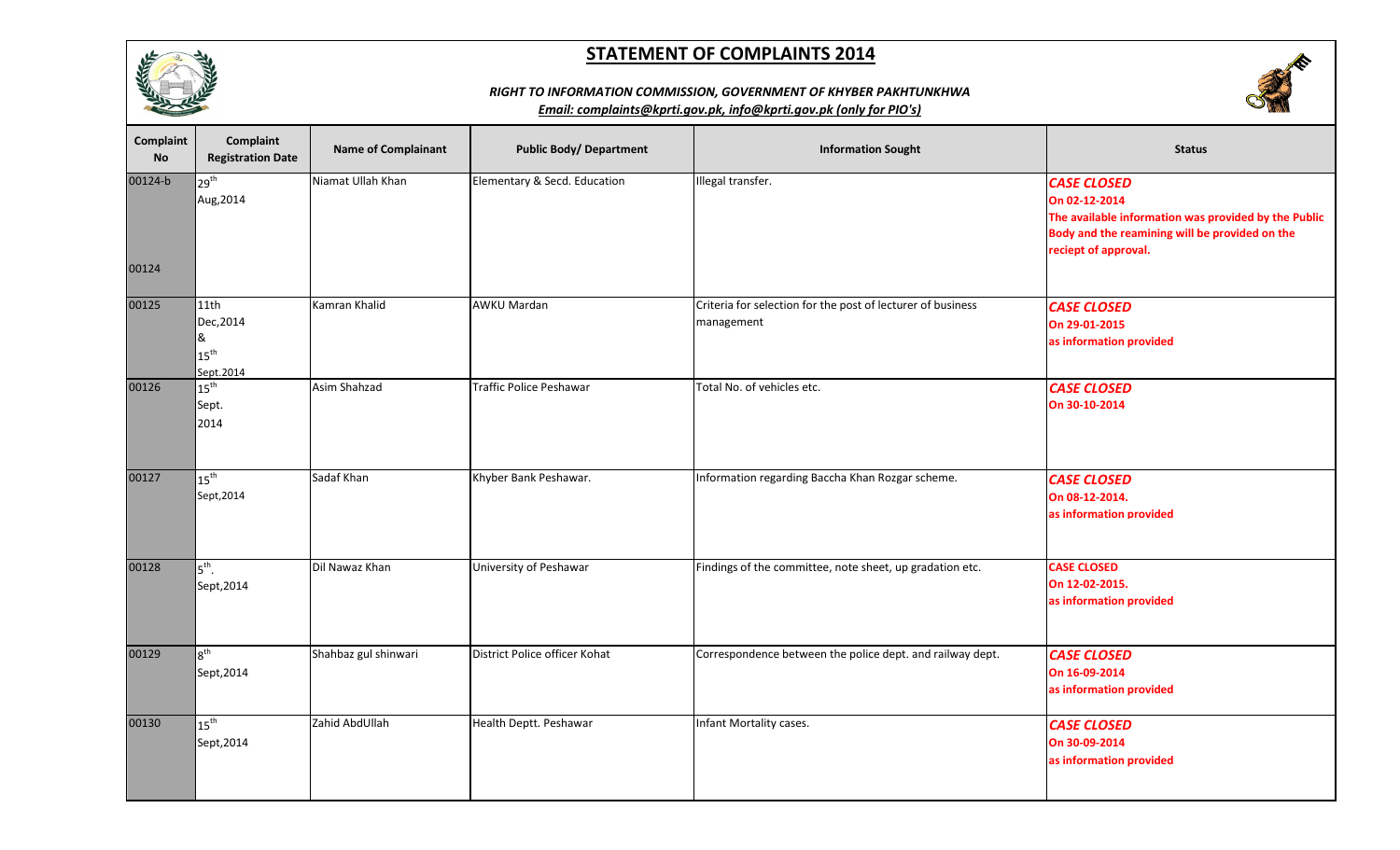# STATEMENT OF COMPLAINTS 2014

***RIGHT TO INFORMATION COMMISSION, GOVERNMENT OF KHYBER PAKHTUNKHWA***

***Email: complaints@kprti.gov.pk, info@kprti.gov.pk (only for PIO's)***

| Complaint No | Complaint Registration Date | Name of Complainant | Public Body/ Department | Information Sought | Status |
|---|---|---|---|---|---|
| 00124-b<br><br>00124 | 29th Aug,2014 | Niamat Ullah Khan | Elementary & Secd. Education | Illegal transfer. | ***CASE CLOSED***<br>**On 02-12-2014**<br>**The available information was provided by the Public Body and the reamining will be provided on the reciept of approval.** |
| 00125 | 11th Dec,2014 & 15th Sept.2014 | Kamran Khalid | AWKU Mardan | Criteria for selection for the post of lecturer of business management | ***CASE CLOSED***<br>**On 29-01-2015**<br>**as information provided** |
| 00126 | 15th Sept. 2014 | Asim Shahzad | Traffic Police Peshawar | Total No. of vehicles etc. | ***CASE CLOSED***<br>**On 30-10-2014** |
| 00127 | 15th Sept,2014 | Sadaf Khan | Khyber Bank Peshawar. | Information regarding Baccha Khan Rozgar scheme. | ***CASE CLOSED***<br>**On 08-12-2014.**<br>**as information provided** |
| 00128 | 5th. Sept,2014 | Dil Nawaz Khan | University of Peshawar | Findings of the committee, note sheet, up gradation etc. | **CASE CLOSED**<br>**On 12-02-2015.**<br>**as information provided** |
| 00129 | 8th Sept,2014 | Shahbaz gul shinwari | District Police officer Kohat | Correspondence between the police dept. and railway dept. | ***CASE CLOSED***<br>**On 16-09-2014**<br>**as information provided** |
| 00130 | 15th Sept,2014 | Zahid AbdUllah | Health Deptt. Peshawar | Infant Mortality cases. | ***CASE CLOSED***<br>**On 30-09-2014**<br>**as information provided** |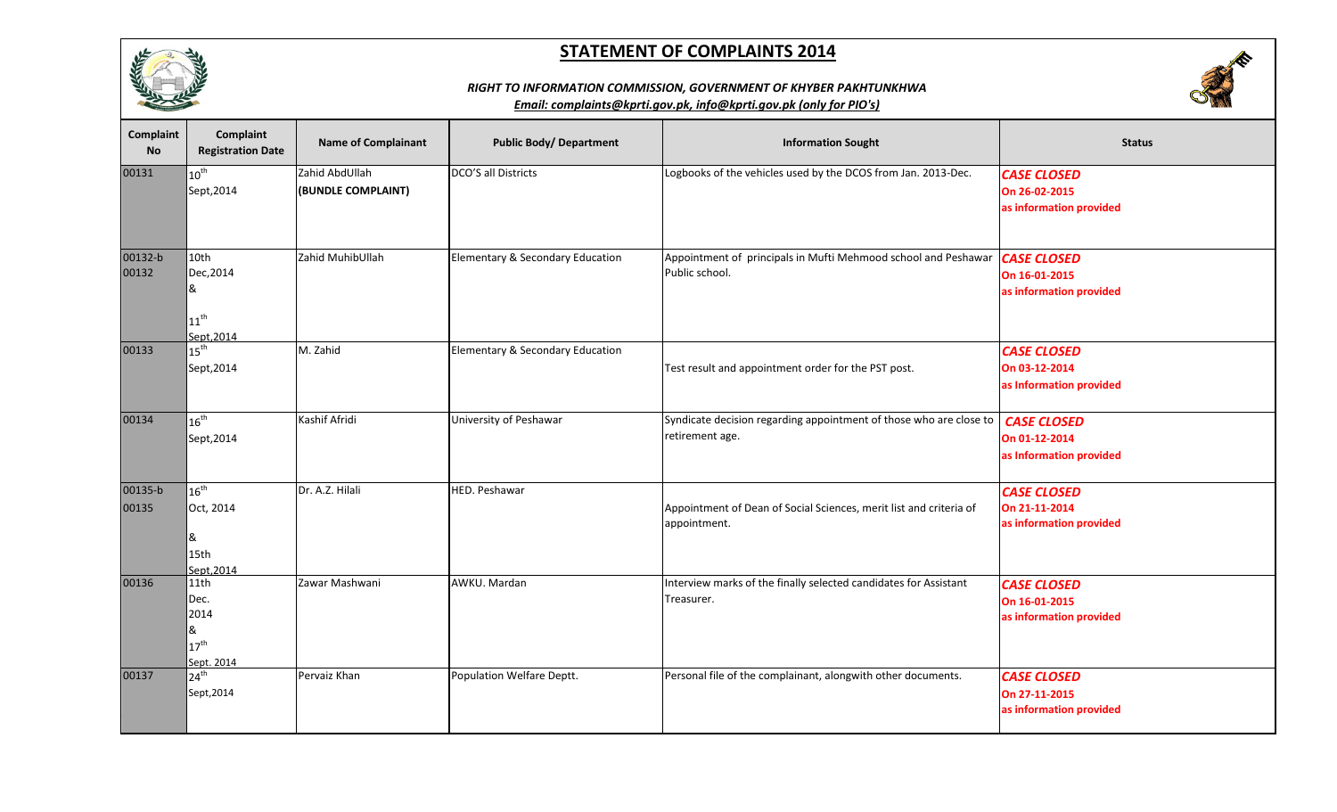# STATEMENT OF COMPLAINTS 2014

***RIGHT TO INFORMATION COMMISSION, GOVERNMENT OF KHYBER PAKHTUNKHWA***

***Email: complaints@kprti.gov.pk, info@kprti.gov.pk (only for PIO's)***

| Complaint No | Complaint Registration Date | Name of Complainant | Public Body/ Department | Information Sought | Status |
|---|---|---|---|---|---|
| 00131 | 10th Sept,2014 | Zahid AbdUllah **(BUNDLE COMPLAINT)** | DCO'S all Districts | Logbooks of the vehicles used by the DCOS from Jan. 2013-Dec. | ***CASE CLOSED*** **On 26-02-2015 as information provided** |
| 00132-b 00132 | 10th Dec,2014 & 11th Sept,2014 | Zahid MuhibUllah | Elementary & Secondary Education | Appointment of principals in Mufti Mehmood school and Peshawar Public school. | ***CASE CLOSED*** **On 16-01-2015 as information provided** |
| 00133 | 15th Sept,2014 | M. Zahid | Elementary & Secondary Education | Test result and appointment order for the PST post. | ***CASE CLOSED*** **On 03-12-2014 as Information provided** |
| 00134 | 16th Sept,2014 | Kashif Afridi | University of Peshawar | Syndicate decision regarding appointment of those who are close to retirement age. | ***CASE CLOSED*** **On 01-12-2014 as Information provided** |
| 00135-b 00135 | 16th Oct, 2014 & 15th Sept,2014 | Dr. A.Z. Hilali | HED. Peshawar | Appointment of Dean of Social Sciences, merit list and criteria of appointment. | ***CASE CLOSED*** **On 21-11-2014 as information provided** |
| 00136 | 11th Dec. 2014 & 17th Sept. 2014 | Zawar Mashwani | AWKU. Mardan | Interview marks of the finally selected candidates for Assistant Treasurer. | ***CASE CLOSED*** **On 16-01-2015 as information provided** |
| 00137 | 24th Sept,2014 | Pervaiz Khan | Population Welfare Deptt. | Personal file of the complainant, alongwith other documents. | ***CASE CLOSED*** **On 27-11-2015 as information provided** |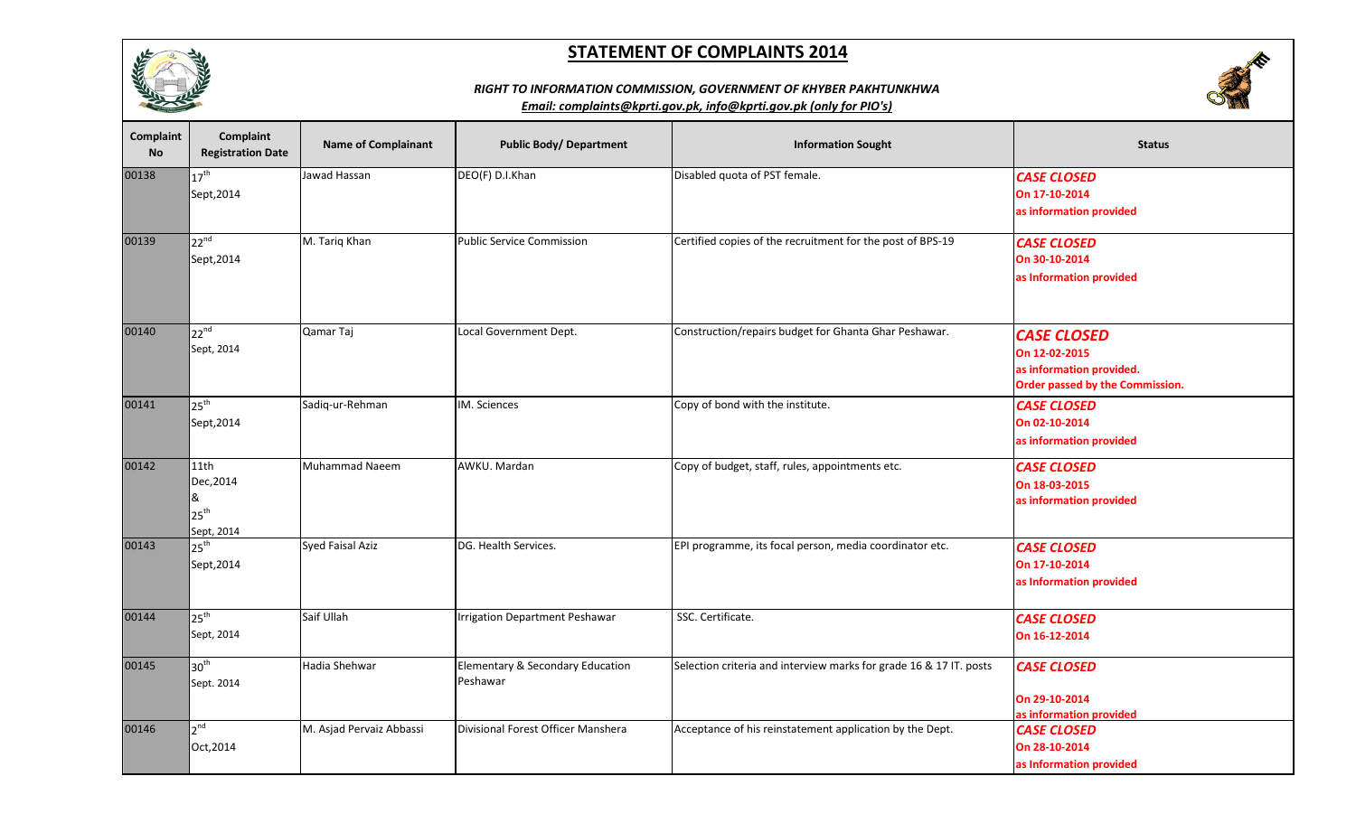# STATEMENT OF COMPLAINTS 2014

***RIGHT TO INFORMATION COMMISSION, GOVERNMENT OF KHYBER PAKHTUNKHWA***

***Email: complaints@kprti.gov.pk, info@kprti.gov.pk (only for PIO's)***

| Complaint No | Complaint Registration Date | Name of Complainant | Public Body/ Department | Information Sought | Status |
|---|---|---|---|---|---|
| 00138 | 17th Sept,2014 | Jawad Hassan | DEO(F) D.I.Khan | Disabled quota of PST female. | ***CASE CLOSED*** **On 17-10-2014 as information provided** |
| 00139 | 22nd Sept,2014 | M. Tariq Khan | Public Service Commission | Certified copies of the recruitment for the post of BPS-19 | ***CASE CLOSED*** **On 30-10-2014 as Information provided** |
| 00140 | 22nd Sept, 2014 | Qamar Taj | Local Government Dept. | Construction/repairs budget for Ghanta Ghar Peshawar. | ***CASE CLOSED*** **On 12-02-2015 as information provided. Order passed by the Commission.** |
| 00141 | 25th Sept,2014 | Sadiq-ur-Rehman | IM. Sciences | Copy of bond with the institute. | ***CASE CLOSED*** **On 02-10-2014 as information provided** |
| 00142 | 11th Dec,2014 & 25th Sept, 2014 | Muhammad Naeem | AWKU. Mardan | Copy of budget, staff, rules, appointments etc. | ***CASE CLOSED*** **On 18-03-2015 as information provided** |
| 00143 | 25th Sept,2014 | Syed Faisal Aziz | DG. Health Services. | EPI programme, its focal person, media coordinator etc. | ***CASE CLOSED*** **On 17-10-2014 as Information provided** |
| 00144 | 25th Sept, 2014 | Saif Ullah | Irrigation Department Peshawar | SSC. Certificate. | ***CASE CLOSED*** **On 16-12-2014** |
| 00145 | 30th Sept. 2014 | Hadia Shehwar | Elementary & Secondary Education Peshawar | Selection criteria and interview marks for grade 16 & 17 IT. posts | ***CASE CLOSED*** **On 29-10-2014 as information provided** |
| 00146 | 2nd Oct,2014 | M. Asjad Pervaiz Abbassi | Divisional Forest Officer Manshera | Acceptance of his reinstatement application by the Dept. | ***CASE CLOSED*** **On 28-10-2014 as Information provided** |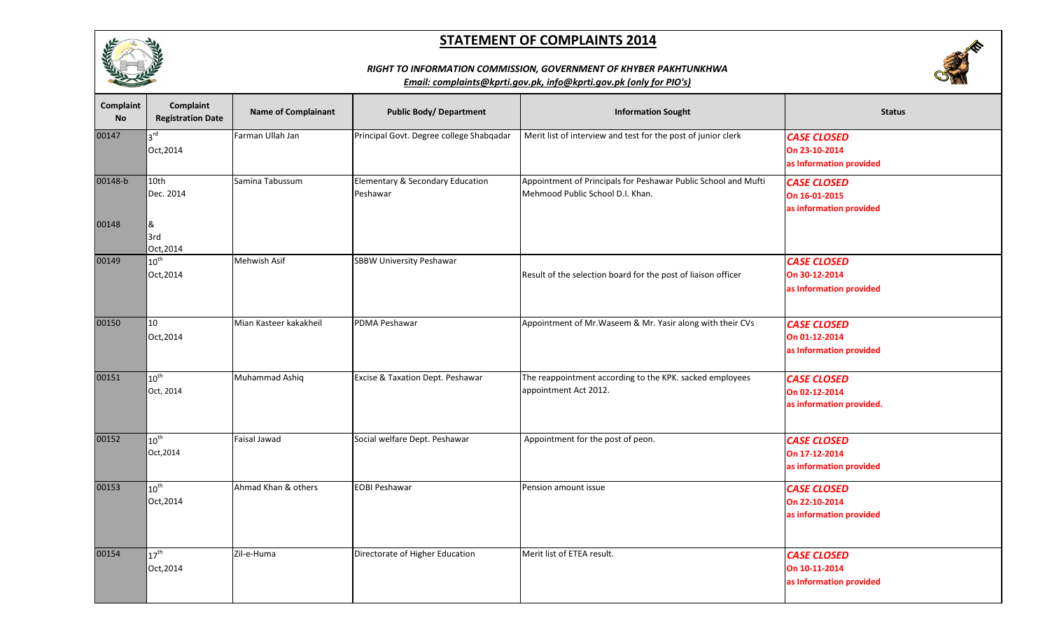# STATEMENT OF COMPLAINTS 2014

***RIGHT TO INFORMATION COMMISSION, GOVERNMENT OF KHYBER PAKHTUNKHWA***

***Email: complaints@kprti.gov.pk, info@kprti.gov.pk (only for PIO's)***

| Complaint No | Complaint Registration Date | Name of Complainant | Public Body/ Department | Information Sought | Status |
|---|---|---|---|---|---|
| 00147 | 3rd Oct,2014 | Farman Ullah Jan | Principal Govt. Degree college Shabqadar | Merit list of interview and test for the post of junior clerk | **CASE CLOSED** On 23-10-2014 as Information provided |
| 00148-b<br>00148 | 10th Dec. 2014<br>&<br>3rd Oct,2014 | Samina Tabussum | Elementary & Secondary Education Peshawar | Appointment of Principals for Peshawar Public School and Mufti Mehmood Public School D.I. Khan. | **CASE CLOSED** On 16-01-2015 as information provided |
| 00149 | 10th Oct,2014 | Mehwish Asif | SBBW University Peshawar | Result of the selection board for the post of liaison officer | **CASE CLOSED** On 30-12-2014 as Information provided |
| 00150 | 10 Oct,2014 | Mian Kasteer kakakheil | PDMA Peshawar | Appointment of Mr.Waseem & Mr. Yasir along with their CVs | **CASE CLOSED** On 01-12-2014 as Information provided |
| 00151 | 10th Oct, 2014 | Muhammad Ashiq | Excise & Taxation Dept. Peshawar | The reappointment according to the KPK. sacked employees appointment Act 2012. | **CASE CLOSED** On 02-12-2014 as information provided. |
| 00152 | 10th Oct,2014 | Faisal Jawad | Social welfare Dept. Peshawar | Appointment for the post of peon. | **CASE CLOSED** On 17-12-2014 as information provided |
| 00153 | 10th Oct,2014 | Ahmad Khan & others | EOBI Peshawar | Pension amount issue | **CASE CLOSED** On 22-10-2014 as information provided |
| 00154 | 17th Oct,2014 | Zil-e-Huma | Directorate of Higher Education | Merit list of ETEA result. | **CASE CLOSED** On 10-11-2014 as Information provided |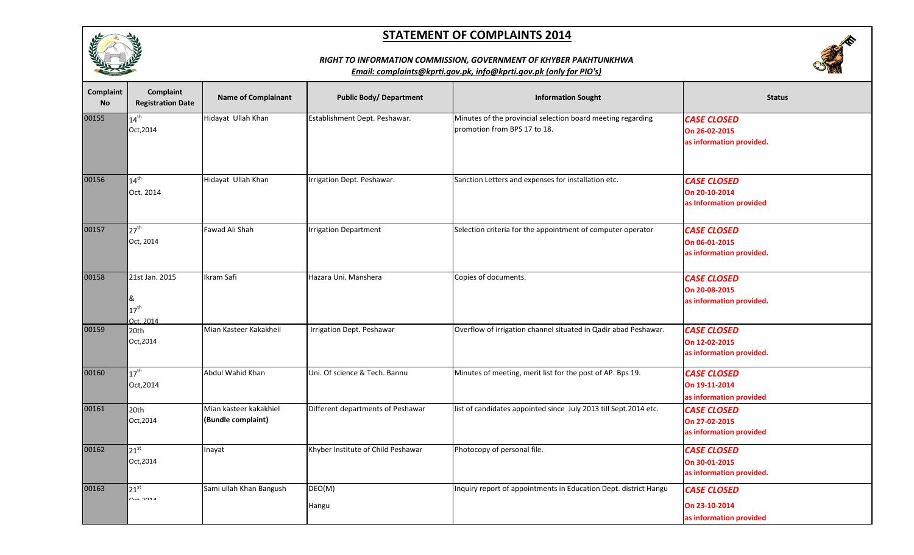# STATEMENT OF COMPLAINTS 2014

***RIGHT TO INFORMATION COMMISSION, GOVERNMENT OF KHYBER PAKHTUNKHWA***

***Email: complaints@kprti.gov.pk, info@kprti.gov.pk (only for PIO's)***

| Complaint No | Complaint Registration Date | Name of Complainant | Public Body/ Department | Information Sought | Status |
|---|---|---|---|---|---|
| 00155 | 14th Oct,2014 | Hidayat Ullah Khan | Establishment Dept. Peshawar. | Minutes of the provincial selection board meeting regarding promotion from BPS 17 to 18. | ***CASE CLOSED*** **On 26-02-2015 as information provided.** |
| 00156 | 14th Oct. 2014 | Hidayat Ullah Khan | Irrigation Dept. Peshawar. | Sanction Letters and expenses for installation etc. | ***CASE CLOSED*** **On 20-10-2014 as Information provided** |
| 00157 | 27th Oct, 2014 | Fawad Ali Shah | Irrigation Department | Selection criteria for the appointment of computer operator | ***CASE CLOSED*** **On 06-01-2015 as information provided.** |
| 00158 | 21st Jan. 2015 & 17th Oct. 2014 | Ikram Safi | Hazara Uni. Manshera | Copies of documents. | ***CASE CLOSED*** **On 20-08-2015 as information provided.** |
| 00159 | 20th Oct,2014 | Mian Kasteer Kakakheil | Irrigation Dept. Peshawar | Overflow of irrigation channel situated in Qadir abad Peshawar. | ***CASE CLOSED*** **On 12-02-2015 as information provided.** |
| 00160 | 17th Oct,2014 | Abdul Wahid Khan | Uni. Of science & Tech. Bannu | Minutes of meeting, merit list for the post of AP. Bps 19. | ***CASE CLOSED*** **On 19-11-2014 as information provided** |
| 00161 | 20th Oct,2014 | Mian kasteer kakakhiel **(Bundle complaint)** | Different departments of Peshawar | list of candidates appointed since July 2013 till Sept.2014 etc. | ***CASE CLOSED*** **On 27-02-2015 as information provided** |
| 00162 | 21st Oct,2014 | Inayat | Khyber Institute of Child Peshawar | Photocopy of personal file. | ***CASE CLOSED*** **On 30-01-2015 as information provided.** |
| 00163 | 21st Oct 2014 | Sami ullah Khan Bangush | DEO(M) Hangu | Inquiry report of appointments in Education Dept. district Hangu | ***CASE CLOSED*** **On 23-10-2014 as information provided** |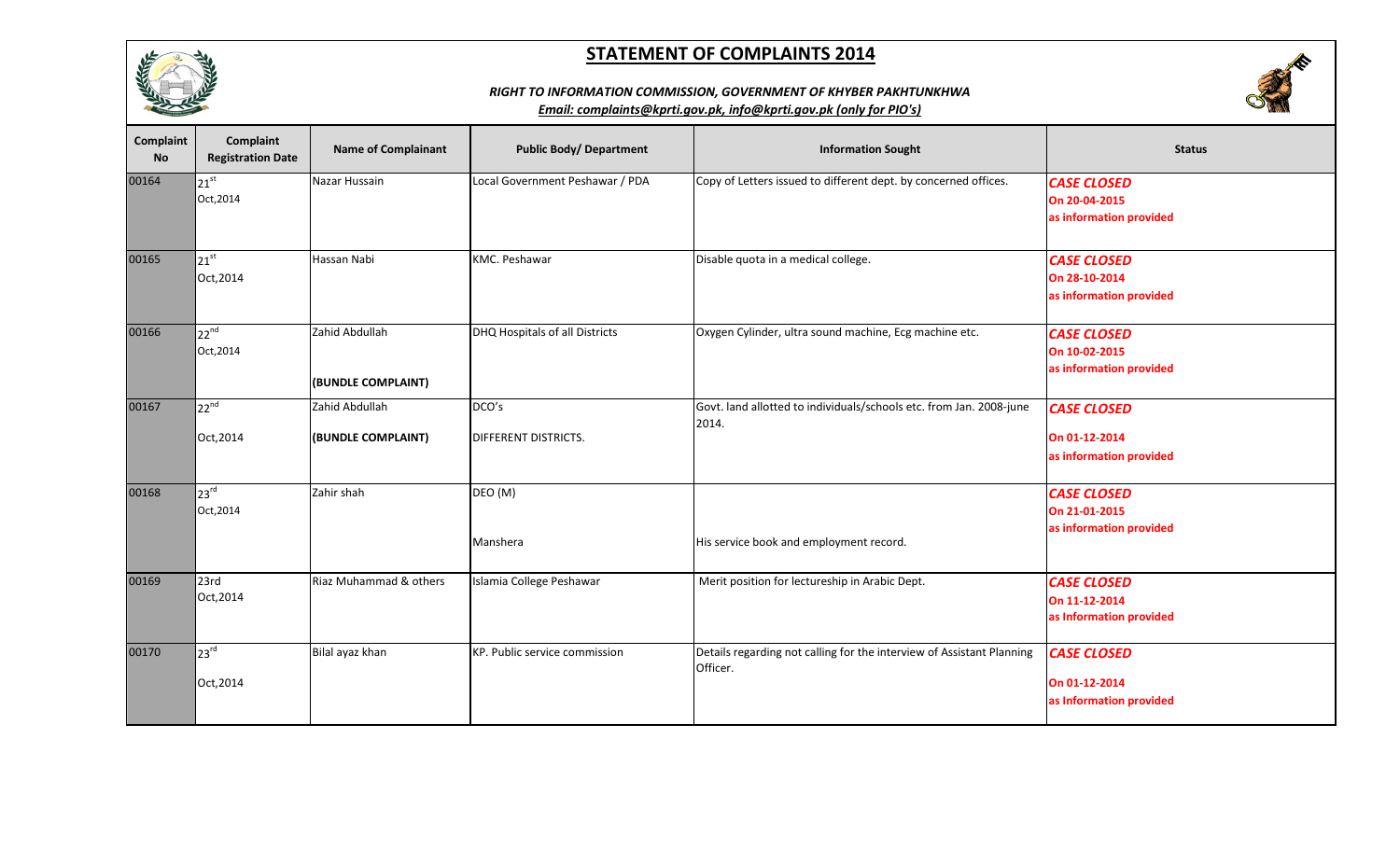# STATEMENT OF COMPLAINTS 2014

***RIGHT TO INFORMATION COMMISSION, GOVERNMENT OF KHYBER PAKHTUNKHWA***

***Email: complaints@kprti.gov.pk, info@kprti.gov.pk (only for PIO's)***

| Complaint No | Complaint Registration Date | Name of Complainant | Public Body/ Department | Information Sought | Status |
|---|---|---|---|---|---|
| 00164 | 21st Oct,2014 | Nazar Hussain | Local Government Peshawar / PDA | Copy of Letters issued to different dept. by concerned offices. | ***CASE CLOSED*** **On 20-04-2015 as information provided** |
| 00165 | 21st Oct,2014 | Hassan Nabi | KMC. Peshawar | Disable quota in a medical college. | ***CASE CLOSED*** **On 28-10-2014 as information provided** |
| 00166 | 22nd Oct,2014 | Zahid Abdullah **(BUNDLE COMPLAINT)** | DHQ Hospitals of all Districts | Oxygen Cylinder, ultra sound machine, Ecg machine etc. | ***CASE CLOSED*** **On 10-02-2015 as information provided** |
| 00167 | 22nd Oct,2014 | Zahid Abdullah **(BUNDLE COMPLAINT)** | DCO's DIFFERENT DISTRICTS. | Govt. land allotted to individuals/schools etc. from Jan. 2008-june 2014. | ***CASE CLOSED*** **On 01-12-2014 as information provided** |
| 00168 | 23rd Oct,2014 | Zahir shah | DEO (M) Manshera | His service book and employment record. | ***CASE CLOSED*** **On 21-01-2015 as information provided** |
| 00169 | 23rd Oct,2014 | Riaz Muhammad & others | Islamia College Peshawar | Merit position for lectureship in Arabic Dept. | ***CASE CLOSED*** **On 11-12-2014 as Information provided** |
| 00170 | 23rd Oct,2014 | Bilal ayaz khan | KP. Public service commission | Details regarding not calling for the interview of Assistant Planning Officer. | ***CASE CLOSED*** **On 01-12-2014 as Information provided** |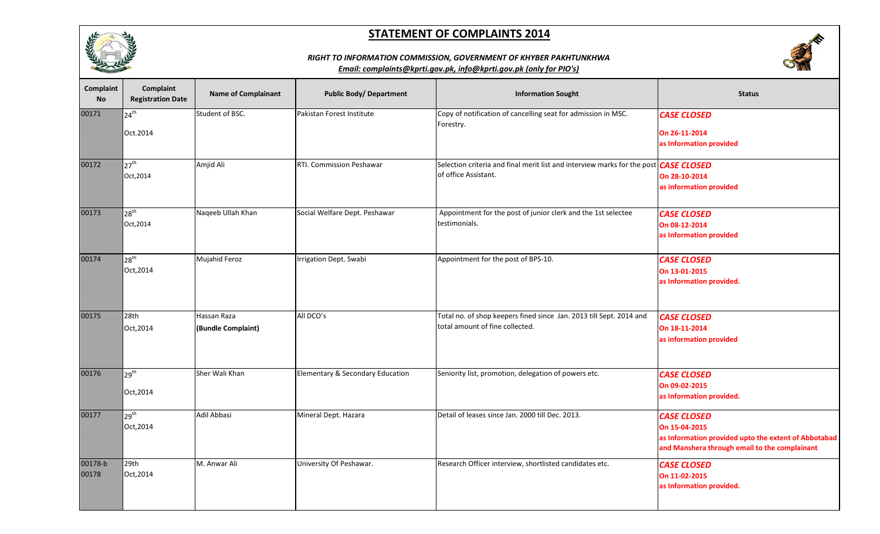# STATEMENT OF COMPLAINTS 2014

***RIGHT TO INFORMATION COMMISSION, GOVERNMENT OF KHYBER PAKHTUNKHWA***

***Email: complaints@kprti.gov.pk, info@kprti.gov.pk (only for PIO's)***

| Complaint No | Complaint Registration Date | Name of Complainant | Public Body/ Department | Information Sought | Status |
|---|---|---|---|---|---|
| 00171 | 24th Oct.2014 | Student of BSC. | Pakistan Forest Institute | Copy of notification of cancelling seat for admission in MSC. Forestry. | ***CASE CLOSED*** **On 26-11-2014 as Information provided** |
| 00172 | 27th Oct,2014 | Amjid Ali | RTI. Commission Peshawar | Selection criteria and final merit list and interview marks for the post of office Assistant. | ***CASE CLOSED*** **On 28-10-2014 as information provided** |
| 00173 | 28th Oct,2014 | Naqeeb Ullah Khan | Social Welfare Dept. Peshawar | Appointment for the post of junior clerk and the 1st selectee testimonials. | ***CASE CLOSED*** **On 08-12-2014 as Information provided** |
| 00174 | 28th Oct,2014 | Mujahid Feroz | Irrigation Dept. Swabi | Appointment for the post of BPS-10. | ***CASE CLOSED*** **On 13-01-2015 as Information provided.** |
| 00175 | 28th Oct,2014 | Hassan Raza **(Bundle Complaint)** | All DCO's | Total no. of shop keepers fined since Jan. 2013 till Sept. 2014 and total amount of fine collected. | ***CASE CLOSED*** **On 18-11-2014 as information provided** |
| 00176 | 29th Oct,2014 | Sher Wali Khan | Elementary & Secondary Education | Seniority list, promotion, delegation of powers etc. | ***CASE CLOSED*** **On 09-02-2015 as Information provided.** |
| 00177 | 29th Oct,2014 | Adil Abbasi | Mineral Dept. Hazara | Detail of leases since Jan. 2000 till Dec. 2013. | ***CASE CLOSED*** **On 15-04-2015 as Information provided upto the extent of Abbotabad and Manshera through email to the complainant** |
| 00178-b 00178 | 29th Oct,2014 | M. Anwar Ali | University Of Peshawar. | Research Officer interview, shortlisted candidates etc. | ***CASE CLOSED*** **On 11-02-2015 as Information provided.** |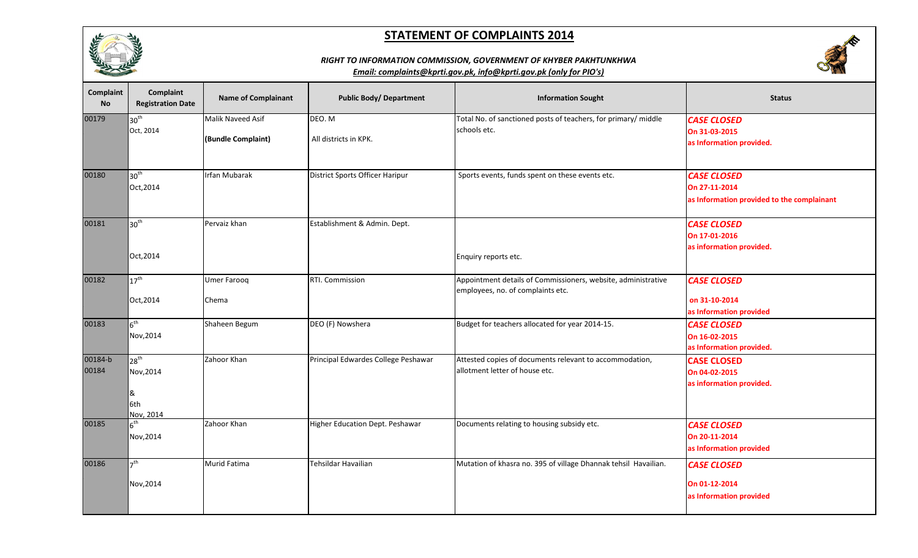# STATEMENT OF COMPLAINTS 2014

***RIGHT TO INFORMATION COMMISSION, GOVERNMENT OF KHYBER PAKHTUNKHWA***

***Email: complaints@kprti.gov.pk, info@kprti.gov.pk (only for PIO's)***

| Complaint No | Complaint Registration Date | Name of Complainant | Public Body/ Department | Information Sought | Status |
|---|---|---|---|---|---|
| 00179 | 30th Oct, 2014 | Malik Naveed Asif **(Bundle Complaint)** | DEO. M All districts in KPK. | Total No. of sanctioned posts of teachers, for primary/ middle schools etc. | ***CASE CLOSED*** **On 31-03-2015 as Information provided.** |
| 00180 | 30th Oct,2014 | Irfan Mubarak | District Sports Officer Haripur | Sports events, funds spent on these events etc. | ***CASE CLOSED*** **On 27-11-2014 as Information provided to the complainant** |
| 00181 | 30th Oct,2014 | Pervaiz khan | Establishment & Admin. Dept. | Enquiry reports etc. | ***CASE CLOSED*** **On 17-01-2016 as information provided.** |
| 00182 | 17th Oct,2014 | Umer Farooq Chema | RTI. Commission | Appointment details of Commissioners, website, administrative employees, no. of complaints etc. | ***CASE CLOSED*** **on 31-10-2014 as Information provided** |
| 00183 | 6th Nov,2014 | Shaheen Begum | DEO (F) Nowshera | Budget for teachers allocated for year 2014-15. | ***CASE CLOSED*** **On 16-02-2015 as Information provided.** |
| 00184-b 00184 | 28th Nov,2014 & 6th Nov, 2014 | Zahoor Khan | Principal Edwardes College Peshawar | Attested copies of documents relevant to accommodation, allotment letter of house etc. | **CASE CLOSED On 04-02-2015 as information provided.** |
| 00185 | 6th Nov,2014 | Zahoor Khan | Higher Education Dept. Peshawar | Documents relating to housing subsidy etc. | ***CASE CLOSED*** **On 20-11-2014 as Information provided** |
| 00186 | 7th Nov,2014 | Murid Fatima | Tehsildar Havailian | Mutation of khasra no. 395 of village Dhannak tehsil Havailian. | ***CASE CLOSED*** **On 01-12-2014 as Information provided** |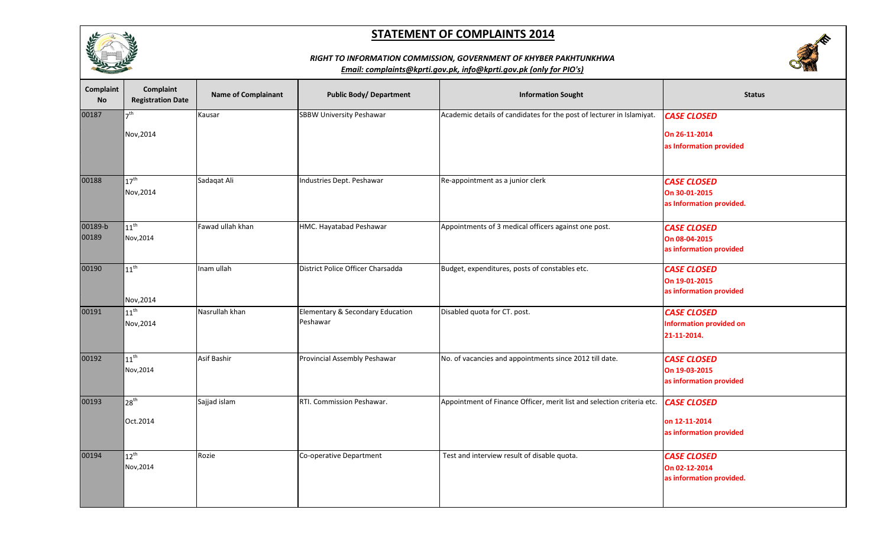# STATEMENT OF COMPLAINTS 2014

***RIGHT TO INFORMATION COMMISSION, GOVERNMENT OF KHYBER PAKHTUNKHWA***

***Email: complaints@kprti.gov.pk, info@kprti.gov.pk (only for PIO's)***

| Complaint No | Complaint Registration Date | Name of Complainant | Public Body/ Department | Information Sought | Status |
|---|---|---|---|---|---|
| 00187 | 7th Nov,2014 | Kausar | SBBW University Peshawar | Academic details of candidates for the post of lecturer in Islamiyat. | ***CASE CLOSED*** **On 26-11-2014 as Information provided** |
| 00188 | 17th Nov,2014 | Sadaqat Ali | Industries Dept. Peshawar | Re-appointment as a junior clerk | ***CASE CLOSED*** **On 30-01-2015 as Information provided.** |
| 00189-b 00189 | 11th Nov,2014 | Fawad ullah khan | HMC. Hayatabad Peshawar | Appointments of 3 medical officers against one post. | ***CASE CLOSED*** **On 08-04-2015 as information provided** |
| 00190 | 11th Nov,2014 | Inam ullah | District Police Officer Charsadda | Budget, expenditures, posts of constables etc. | ***CASE CLOSED*** **On 19-01-2015 as information provided** |
| 00191 | 11th Nov,2014 | Nasrullah khan | Elementary & Secondary Education Peshawar | Disabled quota for CT. post. | ***CASE CLOSED*** **Information provided on 21-11-2014.** |
| 00192 | 11th Nov,2014 | Asif Bashir | Provincial Assembly Peshawar | No. of vacancies and appointments since 2012 till date. | ***CASE CLOSED*** **On 19-03-2015 as information provided** |
| 00193 | 28th Oct.2014 | Sajjad islam | RTI. Commission Peshawar. | Appointment of Finance Officer, merit list and selection criteria etc. | ***CASE CLOSED*** **on 12-11-2014 as information provided** |
| 00194 | 12th Nov,2014 | Rozie | Co-operative Department | Test and interview result of disable quota. | ***CASE CLOSED*** **On 02-12-2014 as information provided.** |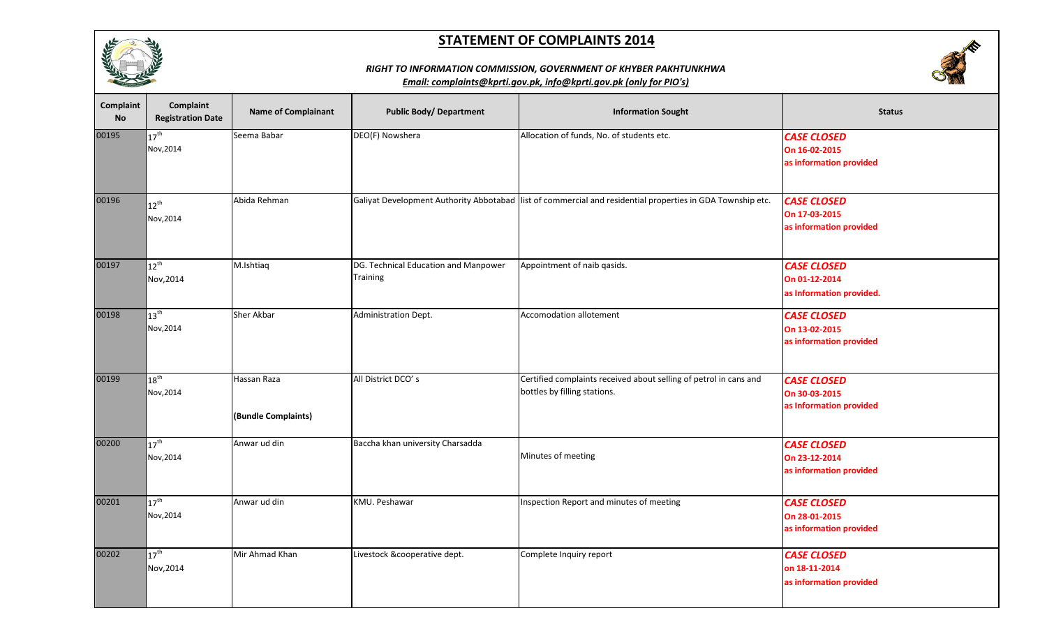# STATEMENT OF COMPLAINTS 2014

***RIGHT TO INFORMATION COMMISSION, GOVERNMENT OF KHYBER PAKHTUNKHWA***

***Email: complaints@kprti.gov.pk, info@kprti.gov.pk (only for PIO's)***

| Complaint No | Complaint Registration Date | Name of Complainant | Public Body/ Department | Information Sought | Status |
|---|---|---|---|---|---|
| 00195 | 17th Nov,2014 | Seema Babar | DEO(F) Nowshera | Allocation of funds, No. of students etc. | ***CASE CLOSED*** **On 16-02-2015 as information provided** |
| 00196 | 12th Nov,2014 | Abida Rehman | Galiyat Development Authority Abbotabad | list of commercial and residential properties in GDA Township etc. | ***CASE CLOSED*** **On 17-03-2015 as information provided** |
| 00197 | 12th Nov,2014 | M.Ishtiaq | DG. Technical Education and Manpower Training | Appointment of naib qasids. | ***CASE CLOSED*** **On 01-12-2014 as Information provided.** |
| 00198 | 13th Nov,2014 | Sher Akbar | Administration Dept. | Accomodation allotement | ***CASE CLOSED*** **On 13-02-2015 as information provided** |
| 00199 | 18th Nov,2014 | Hassan Raza **(Bundle Complaints)** | All District DCO' s | Certified complaints received about selling of petrol in cans and bottles by filling stations. | ***CASE CLOSED*** **On 30-03-2015 as Information provided** |
| 00200 | 17th Nov,2014 | Anwar ud din | Baccha khan university Charsadda | Minutes of meeting | ***CASE CLOSED*** **On 23-12-2014 as information provided** |
| 00201 | 17th Nov,2014 | Anwar ud din | KMU. Peshawar | Inspection Report and minutes of meeting | ***CASE CLOSED*** **On 28-01-2015 as information provided** |
| 00202 | 17th Nov,2014 | Mir Ahmad Khan | Livestock &cooperative dept. | Complete Inquiry report | ***CASE CLOSED*** **on 18-11-2014 as information provided** |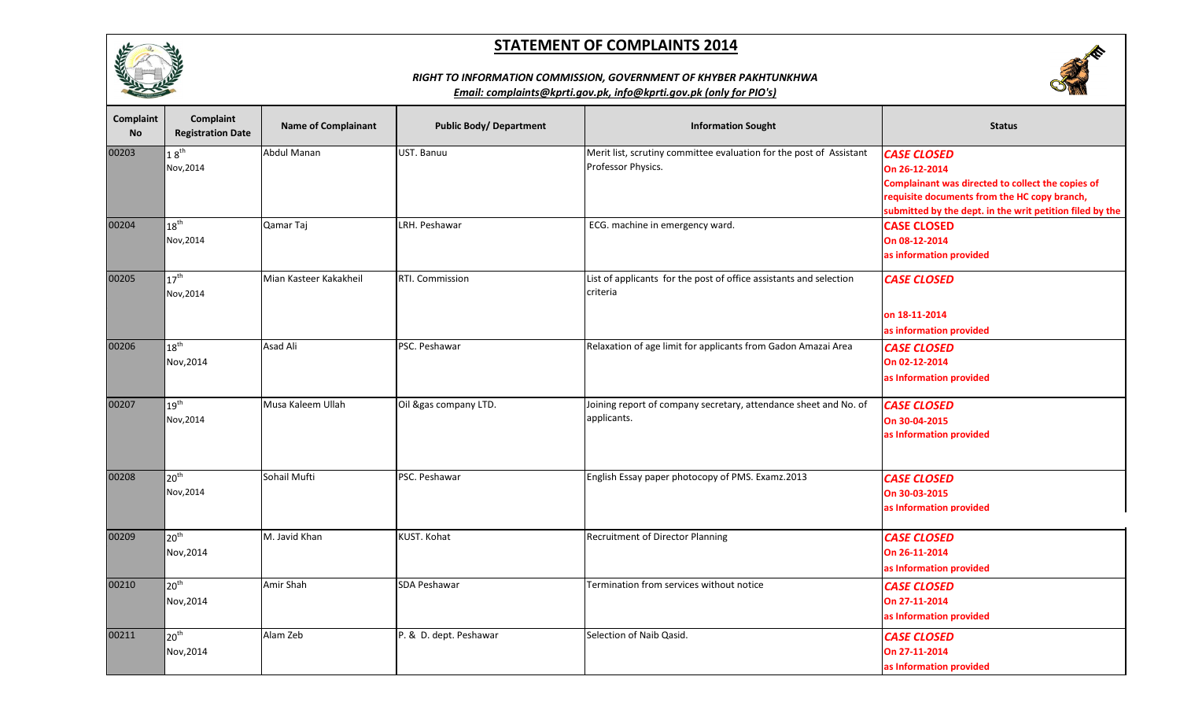## STATEMENT OF COMPLAINTS 2014

***RIGHT TO INFORMATION COMMISSION, GOVERNMENT OF KHYBER PAKHTUNKHWA***

***Email: complaints@kprti.gov.pk, info@kprti.gov.pk (only for PIO's)***

| Complaint No | Complaint Registration Date | Name of Complainant | Public Body/ Department | Information Sought | Status |
|---|---|---|---|---|---|
| 00203 | 18th Nov,2014 | Abdul Manan | UST. Banuu | Merit list, scrutiny committee evaluation for the post of Assistant Professor Physics. | ***CASE CLOSED*** **On 26-12-2014** **Complainant was directed to collect the copies of requisite documents from the HC copy branch, submitted by the dept. in the writ petition filed by the** |
| 00204 | 18th Nov,2014 | Qamar Taj | LRH. Peshawar | ECG. machine in emergency ward. | **CASE CLOSED** **On 08-12-2014** **as information provided** |
| 00205 | 17th Nov,2014 | Mian Kasteer Kakakheil | RTI. Commission | List of applicants for the post of office assistants and selection criteria | ***CASE CLOSED*** **on 18-11-2014** **as information provided** |
| 00206 | 18th Nov,2014 | Asad Ali | PSC. Peshawar | Relaxation of age limit for applicants from Gadon Amazai Area | ***CASE CLOSED*** **On 02-12-2014** **as Information provided** |
| 00207 | 19th Nov,2014 | Musa Kaleem Ullah | Oil &gas company LTD. | Joining report of company secretary, attendance sheet and No. of applicants. | ***CASE CLOSED*** **On 30-04-2015** **as Information provided** |
| 00208 | 20th Nov,2014 | Sohail Mufti | PSC. Peshawar | English Essay paper photocopy of PMS. Examz.2013 | ***CASE CLOSED*** **On 30-03-2015** **as Information provided** |
| 00209 | 20th Nov,2014 | M. Javid Khan | KUST. Kohat | Recruitment of Director Planning | ***CASE CLOSED*** **On 26-11-2014** **as Information provided** |
| 00210 | 20th Nov,2014 | Amir Shah | SDA Peshawar | Termination from services without notice | ***CASE CLOSED*** **On 27-11-2014** **as Information provided** |
| 00211 | 20th Nov,2014 | Alam Zeb | P. & D. dept. Peshawar | Selection of Naib Qasid. | ***CASE CLOSED*** **On 27-11-2014** **as Information provided** |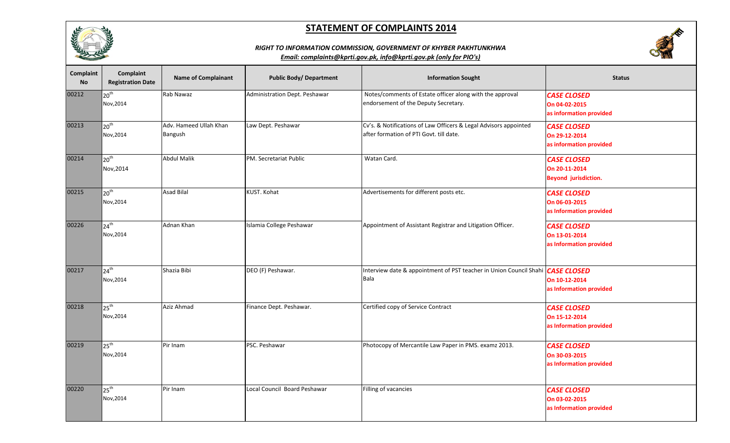# STATEMENT OF COMPLAINTS 2014

***RIGHT TO INFORMATION COMMISSION, GOVERNMENT OF KHYBER PAKHTUNKHWA***

***Email: complaints@kprti.gov.pk, info@kprti.gov.pk (only for PIO's)***

| Complaint No | Complaint Registration Date | Name of Complainant | Public Body/ Department | Information Sought | Status |
|---|---|---|---|---|---|
| 00212 | 20th Nov,2014 | Rab Nawaz | Administration Dept. Peshawar | Notes/comments of Estate officer along with the approval endorsement of the Deputy Secretary. | ***CASE CLOSED*** **On 04-02-2015 as information provided** |
| 00213 | 20th Nov,2014 | Adv. Hameed Ullah Khan Bangush | Law Dept. Peshawar | Cv's. & Notifications of Law Officers & Legal Advisors appointed after formation of PTI Govt. till date. | ***CASE CLOSED*** **On 29-12-2014 as information provided** |
| 00214 | 20th Nov,2014 | Abdul Malik | PM. Secretariat Public | Watan Card. | ***CASE CLOSED*** **On 20-11-2014 Beyond jurisdiction.** |
| 00215 | 20th Nov,2014 | Asad Bilal | KUST. Kohat | Advertisements for different posts etc. | ***CASE CLOSED*** **On 06-03-2015 as Information provided** |
| 00226 | 24th Nov,2014 | Adnan Khan | Islamia College Peshawar | Appointment of Assistant Registrar and Litigation Officer. | ***CASE CLOSED*** **On 13-01-2014 as Information provided** |
| 00217 | 24th Nov,2014 | Shazia Bibi | DEO (F) Peshawar. | Interview date & appointment of PST teacher in Union Council Shahi Bala | ***CASE CLOSED*** **On 10-12-2014 as Information provided** |
| 00218 | 25th Nov,2014 | Aziz Ahmad | Finance Dept. Peshawar. | Certified copy of Service Contract | ***CASE CLOSED*** **On 15-12-2014 as Information provided** |
| 00219 | 25th Nov,2014 | Pir Inam | PSC. Peshawar | Photocopy of Mercantile Law Paper in PMS. examz 2013. | ***CASE CLOSED*** **On 30-03-2015 as Information provided** |
| 00220 | 25th Nov,2014 | Pir Inam | Local Council Board Peshawar | Filling of vacancies | ***CASE CLOSED*** **On 03-02-2015 as Information provided** |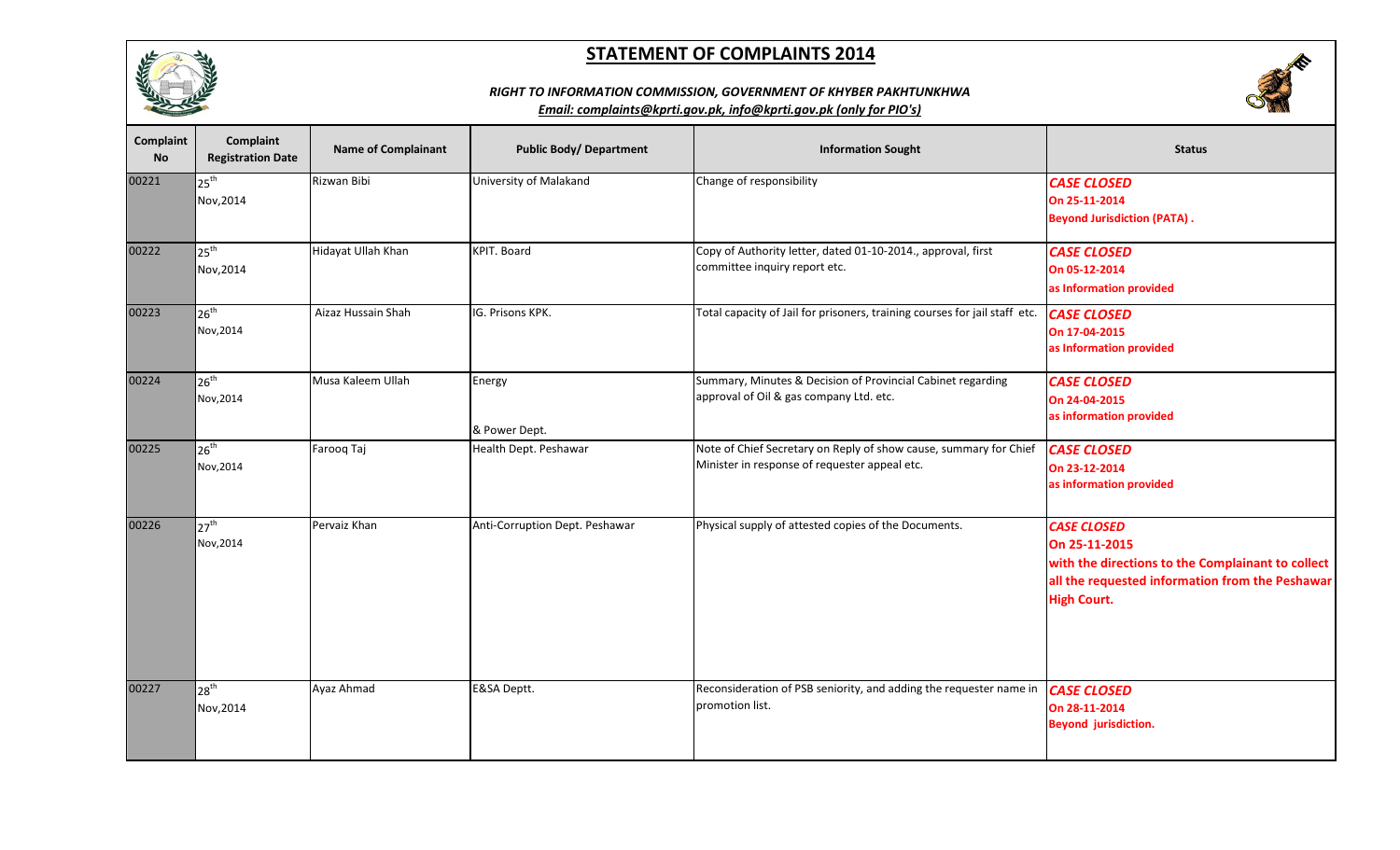# STATEMENT OF COMPLAINTS 2014

***RIGHT TO INFORMATION COMMISSION, GOVERNMENT OF KHYBER PAKHTUNKHWA***

***Email: complaints@kprti.gov.pk, info@kprti.gov.pk (only for PIO's)***

| Complaint No | Complaint Registration Date | Name of Complainant | Public Body/ Department | Information Sought | Status |
|---|---|---|---|---|---|
| 00221 | 25th Nov,2014 | Rizwan Bibi | University of Malakand | Change of responsibility | ***CASE CLOSED*** **On 25-11-2014** **Beyond Jurisdiction (PATA) .** |
| 00222 | 25th Nov,2014 | Hidayat Ullah Khan | KPIT. Board | Copy of Authority letter, dated 01-10-2014., approval, first committee inquiry report etc. | ***CASE CLOSED*** **On 05-12-2014** **as Information provided** |
| 00223 | 26th Nov,2014 | Aizaz Hussain Shah | IG. Prisons KPK. | Total capacity of Jail for prisoners, training courses for jail staff etc. | ***CASE CLOSED*** **On 17-04-2015** **as Information provided** |
| 00224 | 26th Nov,2014 | Musa Kaleem Ullah | Energy & Power Dept. | Summary, Minutes & Decision of Provincial Cabinet regarding approval of Oil & gas company Ltd. etc. | ***CASE CLOSED*** **On 24-04-2015** **as information provided** |
| 00225 | 26th Nov,2014 | Farooq Taj | Health Dept. Peshawar | Note of Chief Secretary on Reply of show cause, summary for Chief Minister in response of requester appeal etc. | ***CASE CLOSED*** **On 23-12-2014** **as information provided** |
| 00226 | 27th Nov,2014 | Pervaiz Khan | Anti-Corruption Dept. Peshawar | Physical supply of attested copies of the Documents. | ***CASE CLOSED*** **On 25-11-2015** **with the directions to the Complainant to collect all the requested information from the Peshawar High Court.** |
| 00227 | 28th Nov,2014 | Ayaz Ahmad | E&SA Deptt. | Reconsideration of PSB seniority, and adding the requester name in promotion list. | ***CASE CLOSED*** **On 28-11-2014** **Beyond jurisdiction.** |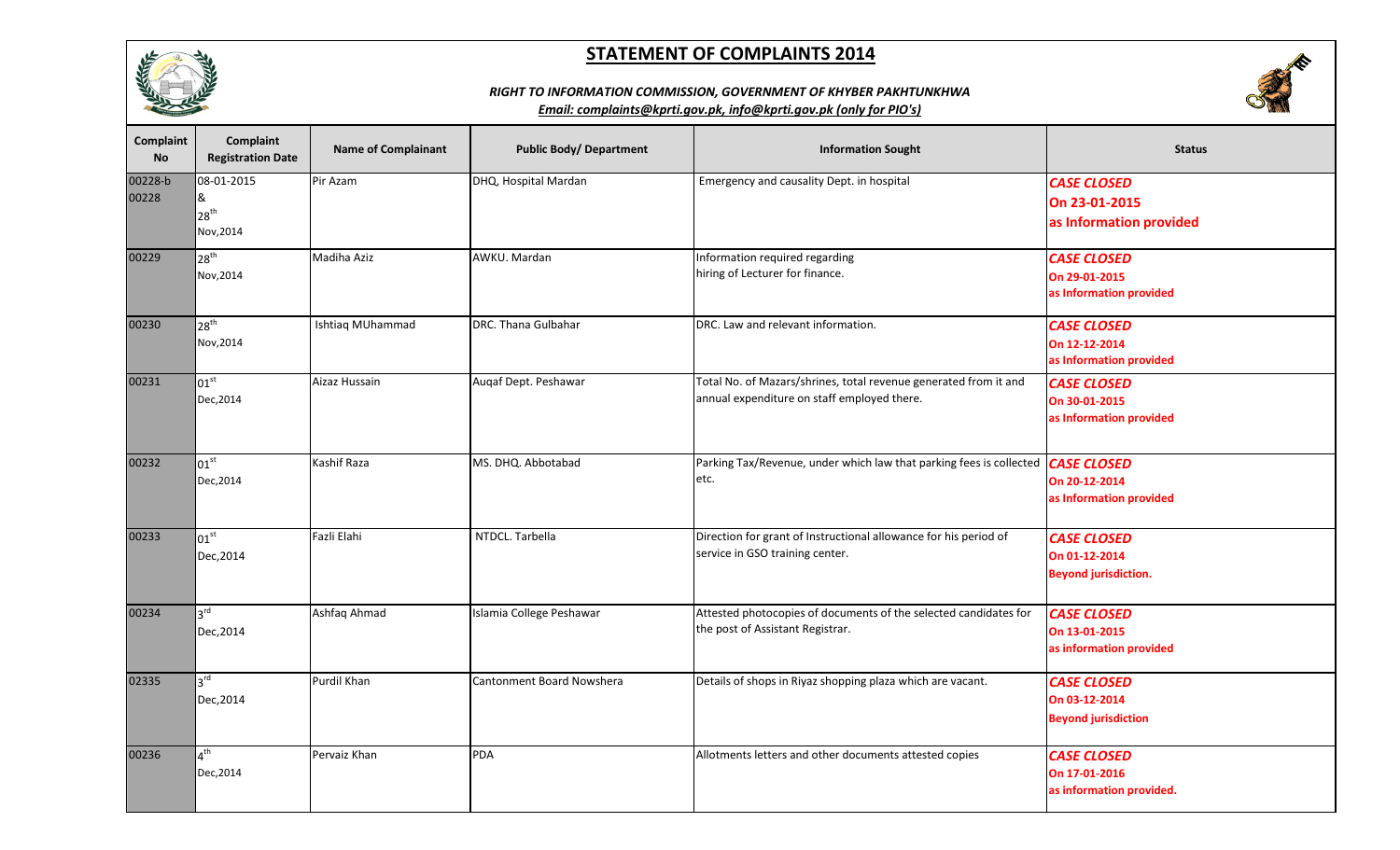# STATEMENT OF COMPLAINTS 2014

***RIGHT TO INFORMATION COMMISSION, GOVERNMENT OF KHYBER PAKHTUNKHWA***

***Email: complaints@kprti.gov.pk, info@kprti.gov.pk (only for PIO's)***

| Complaint No | Complaint Registration Date | Name of Complainant | Public Body/ Department | Information Sought | Status |
|---|---|---|---|---|---|
| 00228-b 00228 | 08-01-2015 & 28th Nov,2014 | Pir Azam | DHQ, Hospital Mardan | Emergency and causality Dept. in hospital | ***CASE CLOSED*** **On 23-01-2015 as Information provided** |
| 00229 | 28th Nov,2014 | Madiha Aziz | AWKU. Mardan | Information required regarding hiring of Lecturer for finance. | ***CASE CLOSED*** **On 29-01-2015 as Information provided** |
| 00230 | 28th Nov,2014 | Ishtiaq MUhammad | DRC. Thana Gulbahar | DRC. Law and relevant information. | ***CASE CLOSED*** **On 12-12-2014 as Information provided** |
| 00231 | 01st Dec,2014 | Aizaz Hussain | Auqaf Dept. Peshawar | Total No. of Mazars/shrines, total revenue generated from it and annual expenditure on staff employed there. | ***CASE CLOSED*** **On 30-01-2015 as Information provided** |
| 00232 | 01st Dec,2014 | Kashif Raza | MS. DHQ. Abbotabad | Parking Tax/Revenue, under which law that parking fees is collected etc. | ***CASE CLOSED*** **On 20-12-2014 as Information provided** |
| 00233 | 01st Dec,2014 | Fazli Elahi | NTDCL. Tarbella | Direction for grant of Instructional allowance for his period of service in GSO training center. | ***CASE CLOSED*** **On 01-12-2014 Beyond jurisdiction.** |
| 00234 | 3rd Dec,2014 | Ashfaq Ahmad | Islamia College Peshawar | Attested photocopies of documents of the selected candidates for the post of Assistant Registrar. | ***CASE CLOSED*** **On 13-01-2015 as information provided** |
| 02335 | 3rd Dec,2014 | Purdil Khan | Cantonment Board Nowshera | Details of shops in Riyaz shopping plaza which are vacant. | ***CASE CLOSED*** **On 03-12-2014 Beyond jurisdiction** |
| 00236 | 4th Dec,2014 | Pervaiz Khan | PDA | Allotments letters and other documents attested copies | ***CASE CLOSED*** **On 17-01-2016 as information provided.** |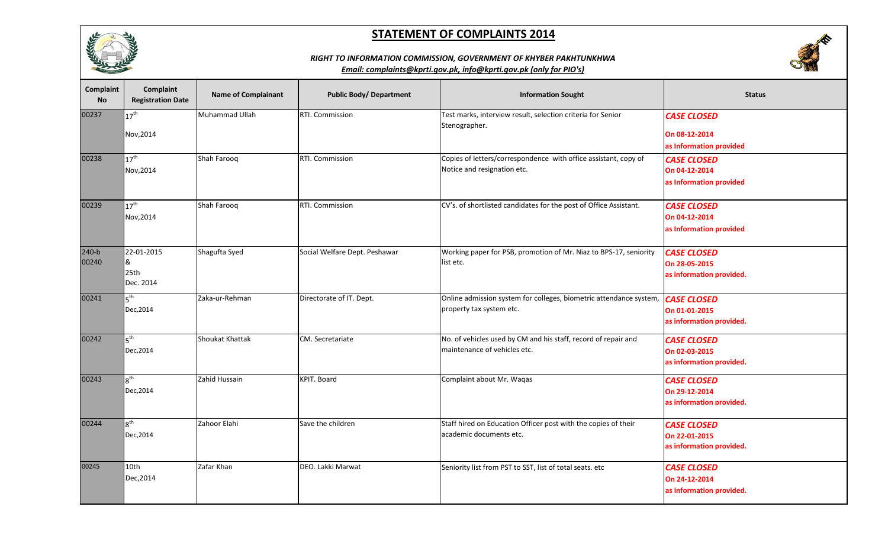# STATEMENT OF COMPLAINTS 2014

***RIGHT TO INFORMATION COMMISSION, GOVERNMENT OF KHYBER PAKHTUNKHWA***

***Email: complaints@kprti.gov.pk, info@kprti.gov.pk (only for PIO's)***

| Complaint No | Complaint Registration Date | Name of Complainant | Public Body/ Department | Information Sought | Status |
|---|---|---|---|---|---|
| 00237 | 17th Nov,2014 | Muhammad Ullah | RTI. Commission | Test marks, interview result, selection criteria for Senior Stenographer. | ***CASE CLOSED*** **On 08-12-2014 as Information provided** |
| 00238 | 17th Nov,2014 | Shah Farooq | RTI. Commission | Copies of letters/correspondence with office assistant, copy of Notice and resignation etc. | ***CASE CLOSED*** **On 04-12-2014 as Information provided** |
| 00239 | 17th Nov,2014 | Shah Farooq | RTI. Commission | CV's. of shortlisted candidates for the post of Office Assistant. | ***CASE CLOSED*** **On 04-12-2014 as Information provided** |
| 240-b 00240 | 22-01-2015 & 25th Dec. 2014 | Shagufta Syed | Social Welfare Dept. Peshawar | Working paper for PSB, promotion of Mr. Niaz to BPS-17, seniority list etc. | ***CASE CLOSED*** **On 28-05-2015 as information provided.** |
| 00241 | 5th Dec,2014 | Zaka-ur-Rehman | Directorate of IT. Dept. | Online admission system for colleges, biometric attendance system, property tax system etc. | ***CASE CLOSED*** **On 01-01-2015 as information provided.** |
| 00242 | 5th Dec,2014 | Shoukat Khattak | CM. Secretariate | No. of vehicles used by CM and his staff, record of repair and maintenance of vehicles etc. | ***CASE CLOSED*** **On 02-03-2015 as information provided.** |
| 00243 | 8th Dec,2014 | Zahid Hussain | KPIT. Board | Complaint about Mr. Waqas | ***CASE CLOSED*** **On 29-12-2014 as information provided.** |
| 00244 | 8th Dec,2014 | Zahoor Elahi | Save the children | Staff hired on Education Officer post with the copies of their academic documents etc. | ***CASE CLOSED*** **On 22-01-2015 as information provided.** |
| 00245 | 10th Dec,2014 | Zafar Khan | DEO. Lakki Marwat | Seniority list from PST to SST, list of total seats. etc | ***CASE CLOSED*** **On 24-12-2014 as information provided.** |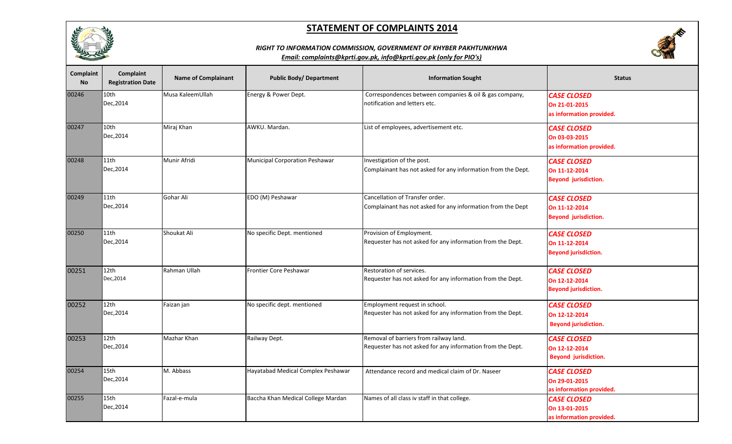# STATEMENT OF COMPLAINTS 2014

***RIGHT TO INFORMATION COMMISSION, GOVERNMENT OF KHYBER PAKHTUNKHWA***

***Email: complaints@kprti.gov.pk, info@kprti.gov.pk (only for PIO's)***

| Complaint No | Complaint Registration Date | Name of Complainant | Public Body/ Department | Information Sought | Status |
|---|---|---|---|---|---|
| 00246 | 10th Dec,2014 | Musa KaleemUllah | Energy & Power Dept. | Correspondences between companies & oil & gas company, notification and letters etc. | ***CASE CLOSED*** **On 21-01-2015 as information provided.** |
| 00247 | 10th Dec,2014 | Miraj Khan | AWKU. Mardan. | List of employees, advertisement etc. | ***CASE CLOSED*** **On 03-03-2015 as information provided.** |
| 00248 | 11th Dec,2014 | Munir Afridi | Municipal Corporation Peshawar | Investigation of the post. Complainant has not asked for any information from the Dept. | ***CASE CLOSED*** **On 11-12-2014 Beyond jurisdiction.** |
| 00249 | 11th Dec,2014 | Gohar Ali | EDO (M) Peshawar | Cancellation of Transfer order. Complainant has not asked for any information from the Dept | ***CASE CLOSED*** **On 11-12-2014 Beyond jurisdiction.** |
| 00250 | 11th Dec,2014 | Shoukat Ali | No specific Dept. mentioned | Provision of Employment. Requester has not asked for any information from the Dept. | ***CASE CLOSED*** **On 11-12-2014 Beyond jurisdiction.** |
| 00251 | 12th Dec,2014 | Rahman Ullah | Frontier Core Peshawar | Restoration of services. Requester has not asked for any information from the Dept. | ***CASE CLOSED*** **On 12-12-2014 Beyond jurisdiction.** |
| 00252 | 12th Dec,2014 | Faizan jan | No specific dept. mentioned | Employment request in school. Requester has not asked for any information from the Dept. | ***CASE CLOSED*** **On 12-12-2014 Beyond jurisdiction.** |
| 00253 | 12th Dec,2014 | Mazhar Khan | Railway Dept. | Removal of barriers from railway land. Requester has not asked for any information from the Dept. | ***CASE CLOSED*** **On 12-12-2014 Beyond jurisdiction.** |
| 00254 | 15th Dec,2014 | M. Abbass | Hayatabad Medical Complex Peshawar | Attendance record and medical claim of Dr. Naseer | ***CASE CLOSED*** **On 29-01-2015 as information provided.** |
| 00255 | 15th Dec,2014 | Fazal-e-mula | Baccha Khan Medical College Mardan | Names of all class iv staff in that college. | ***CASE CLOSED*** **On 13-01-2015 as information provided.** |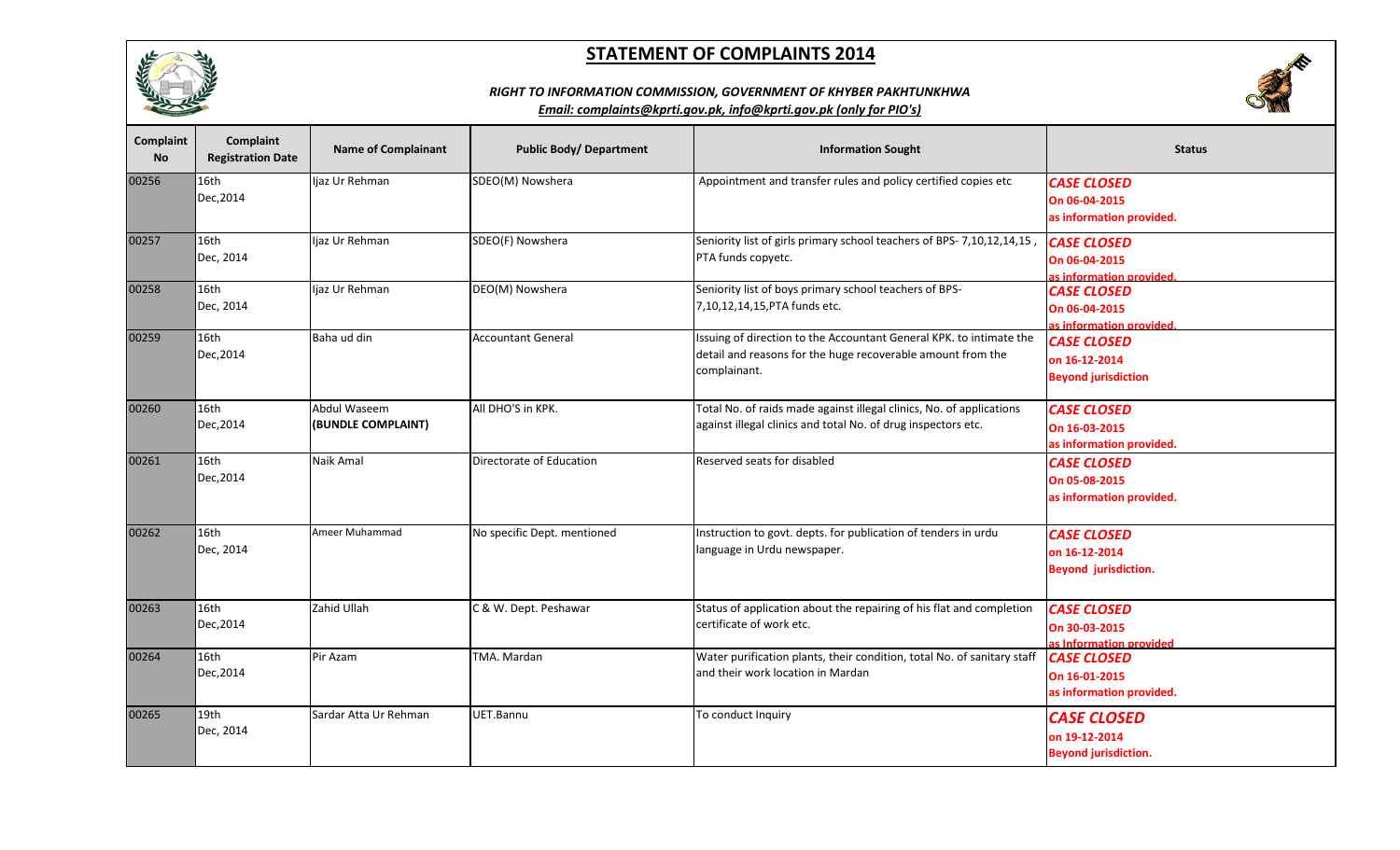# STATEMENT OF COMPLAINTS 2014

***RIGHT TO INFORMATION COMMISSION, GOVERNMENT OF KHYBER PAKHTUNKHWA***

***Email: complaints@kprti.gov.pk, info@kprti.gov.pk (only for PIO's)***

| Complaint No | Complaint Registration Date | Name of Complainant | Public Body/ Department | Information Sought | Status |
|---|---|---|---|---|---|
| 00256 | 16th Dec,2014 | Ijaz Ur Rehman | SDEO(M) Nowshera | Appointment and transfer rules and policy certified copies etc | ***CASE CLOSED*** **On 06-04-2015 as information provided.** |
| 00257 | 16th Dec, 2014 | Ijaz Ur Rehman | SDEO(F) Nowshera | Seniority list of girls primary school teachers of BPS- 7,10,12,14,15 , PTA funds copyetc. | ***CASE CLOSED*** **On 06-04-2015 as information provided.** |
| 00258 | 16th Dec, 2014 | Ijaz Ur Rehman | DEO(M) Nowshera | Seniority list of boys primary school teachers of BPS- 7,10,12,14,15,PTA funds etc. | ***CASE CLOSED*** **On 06-04-2015 as information provided.** |
| 00259 | 16th Dec,2014 | Baha ud din | Accountant General | Issuing of direction to the Accountant General KPK. to intimate the detail and reasons for the huge recoverable amount from the complainant. | ***CASE CLOSED*** **on 16-12-2014 Beyond jurisdiction** |
| 00260 | 16th Dec,2014 | Abdul Waseem **(BUNDLE COMPLAINT)** | All DHO'S in KPK. | Total No. of raids made against illegal clinics, No. of applications against illegal clinics and total No. of drug inspectors etc. | ***CASE CLOSED*** **On 16-03-2015 as information provided.** |
| 00261 | 16th Dec,2014 | Naik Amal | Directorate of Education | Reserved seats for disabled | ***CASE CLOSED*** **On 05-08-2015 as information provided.** |
| 00262 | 16th Dec, 2014 | Ameer Muhammad | No specific Dept. mentioned | Instruction to govt. depts. for publication of tenders in urdu language in Urdu newspaper. | ***CASE CLOSED*** **on 16-12-2014 Beyond jurisdiction.** |
| 00263 | 16th Dec,2014 | Zahid Ullah | C & W. Dept. Peshawar | Status of application about the repairing of his flat and completion certificate of work etc. | ***CASE CLOSED*** **On 30-03-2015 as Information provided** |
| 00264 | 16th Dec,2014 | Pir Azam | TMA. Mardan | Water purification plants, their condition, total No. of sanitary staff and their work location in Mardan | ***CASE CLOSED*** **On 16-01-2015 as information provided.** |
| 00265 | 19th Dec, 2014 | Sardar Atta Ur Rehman | UET.Bannu | To conduct Inquiry | ***CASE CLOSED*** **on 19-12-2014 Beyond jurisdiction.** |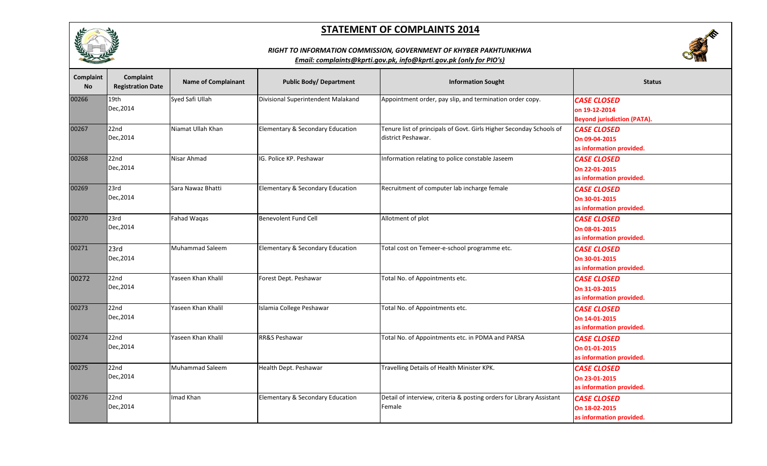# STATEMENT OF COMPLAINTS 2014

***RIGHT TO INFORMATION COMMISSION, GOVERNMENT OF KHYBER PAKHTUNKHWA***

***Email: complaints@kprti.gov.pk, info@kprti.gov.pk (only for PIO's)***

| Complaint No | Complaint Registration Date | Name of Complainant | Public Body/ Department | Information Sought | Status |
|---|---|---|---|---|---|
| 00266 | 19th Dec,2014 | Syed Safi Ullah | Divisional Superintendent Malakand | Appointment order, pay slip, and termination order copy. | ***CASE CLOSED*** **on 19-12-2014** **Beyond jurisdiction (PATA).** |
| 00267 | 22nd Dec,2014 | Niamat Ullah Khan | Elementary & Secondary Education | Tenure list of principals of Govt. Girls Higher Seconday Schools of district Peshawar. | ***CASE CLOSED*** **On 09-04-2015** **as information provided.** |
| 00268 | 22nd Dec,2014 | Nisar Ahmad | IG. Police KP. Peshawar | Information relating to police constable Jaseem | ***CASE CLOSED*** **On 22-01-2015** **as information provided.** |
| 00269 | 23rd Dec,2014 | Sara Nawaz Bhatti | Elementary & Secondary Education | Recruitment of computer lab incharge female | ***CASE CLOSED*** **On 30-01-2015** **as information provided.** |
| 00270 | 23rd Dec,2014 | Fahad Waqas | Benevolent Fund Cell | Allotment of plot | ***CASE CLOSED*** **On 08-01-2015** **as information provided.** |
| 00271 | 23rd Dec,2014 | Muhammad Saleem | Elementary & Secondary Education | Total cost on Temeer-e-school programme etc. | ***CASE CLOSED*** **On 30-01-2015** **as information provided.** |
| 00272 | 22nd Dec,2014 | Yaseen Khan Khalil | Forest Dept. Peshawar | Total No. of Appointments etc. | ***CASE CLOSED*** **On 31-03-2015** **as information provided.** |
| 00273 | 22nd Dec,2014 | Yaseen Khan Khalil | Islamia College Peshawar | Total No. of Appointments etc. | ***CASE CLOSED*** **On 14-01-2015** **as information provided.** |
| 00274 | 22nd Dec,2014 | Yaseen Khan Khalil | RR&S Peshawar | Total No. of Appointments etc. in PDMA and PARSA | ***CASE CLOSED*** **On 01-01-2015** **as information provided.** |
| 00275 | 22nd Dec,2014 | Muhammad Saleem | Health Dept. Peshawar | Travelling Details of Health Minister KPK. | ***CASE CLOSED*** **On 23-01-2015** **as information provided.** |
| 00276 | 22nd Dec,2014 | Imad Khan | Elementary & Secondary Education | Detail of interview, criteria & posting orders for Library Assistant Female | ***CASE CLOSED*** **On 18-02-2015** **as information provided.** |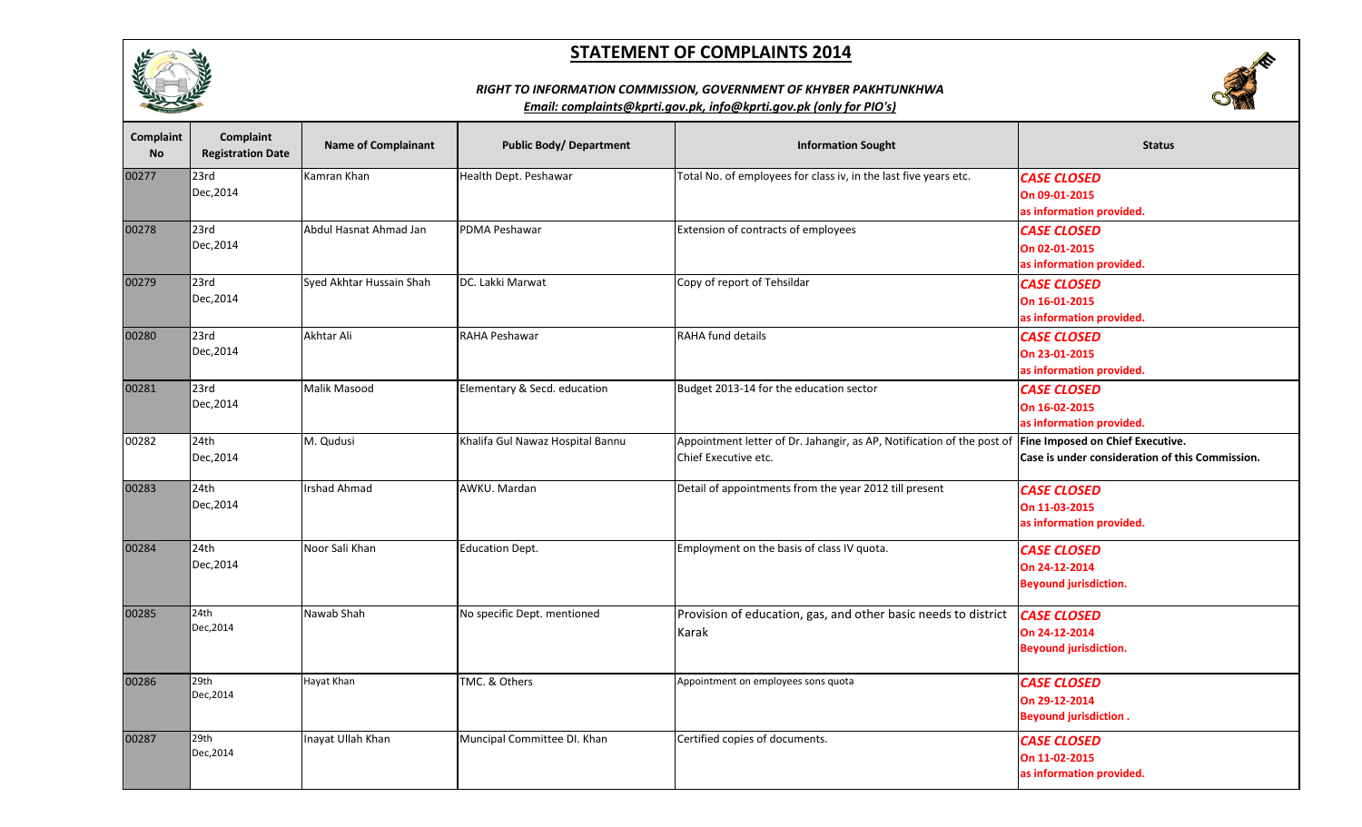# STATEMENT OF COMPLAINTS 2014

***RIGHT TO INFORMATION COMMISSION, GOVERNMENT OF KHYBER PAKHTUNKHWA***

***Email: complaints@kprti.gov.pk, info@kprti.gov.pk (only for PIO's)***

| Complaint No | Complaint Registration Date | Name of Complainant | Public Body/ Department | Information Sought | Status |
|---|---|---|---|---|---|
| 00277 | 23rd Dec,2014 | Kamran Khan | Health Dept. Peshawar | Total No. of employees for class iv, in the last five years etc. | ***CASE CLOSED*** **On 09-01-2015 as information provided.** |
| 00278 | 23rd Dec,2014 | Abdul Hasnat Ahmad Jan | PDMA Peshawar | Extension of contracts of employees | ***CASE CLOSED*** **On 02-01-2015 as information provided.** |
| 00279 | 23rd Dec,2014 | Syed Akhtar Hussain Shah | DC. Lakki Marwat | Copy of report of Tehsildar | ***CASE CLOSED*** **On 16-01-2015 as information provided.** |
| 00280 | 23rd Dec,2014 | Akhtar Ali | RAHA Peshawar | RAHA fund details | ***CASE CLOSED*** **On 23-01-2015 as information provided.** |
| 00281 | 23rd Dec,2014 | Malik Masood | Elementary & Secd. education | Budget 2013-14 for the education sector | ***CASE CLOSED*** **On 16-02-2015 as information provided.** |
| 00282 | 24th Dec,2014 | M. Qudusi | Khalifa Gul Nawaz Hospital Bannu | Appointment letter of Dr. Jahangir, as AP, Notification of the post of Chief Executive etc. | **Fine Imposed on Chief Executive. Case is under consideration of this Commission.** |
| 00283 | 24th Dec,2014 | Irshad Ahmad | AWKU. Mardan | Detail of appointments from the year 2012 till present | ***CASE CLOSED*** **On 11-03-2015 as information provided.** |
| 00284 | 24th Dec,2014 | Noor Sali Khan | Education Dept. | Employment on the basis of class IV quota. | ***CASE CLOSED*** **On 24-12-2014 Beyound jurisdiction.** |
| 00285 | 24th Dec,2014 | Nawab Shah | No specific Dept. mentioned | Provision of education, gas, and other basic needs to district Karak | ***CASE CLOSED*** **On 24-12-2014 Beyound jurisdiction.** |
| 00286 | 29th Dec,2014 | Hayat Khan | TMC. & Others | Appointment on employees sons quota | ***CASE CLOSED*** **On 29-12-2014 Beyound jurisdiction .** |
| 00287 | 29th Dec,2014 | Inayat Ullah Khan | Muncipal Committee DI. Khan | Certified copies of documents. | ***CASE CLOSED*** **On 11-02-2015 as information provided.** |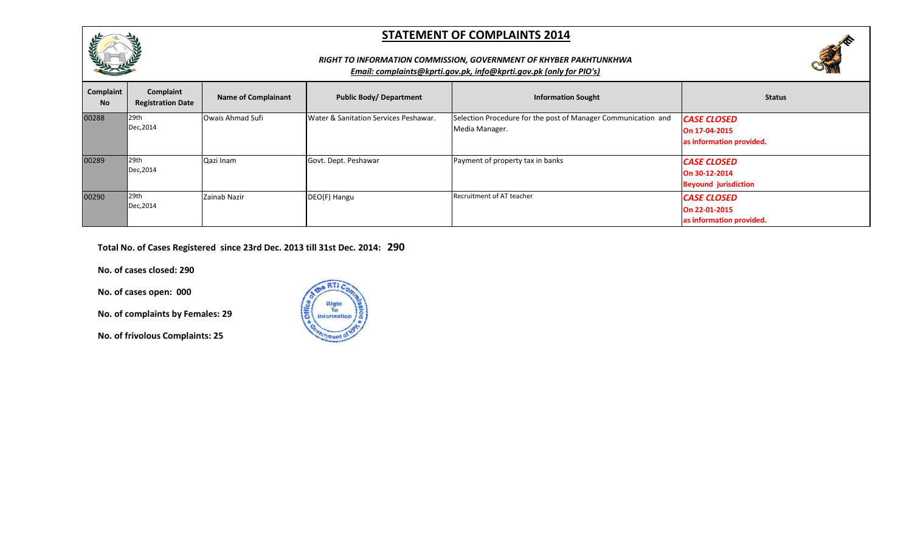# STATEMENT OF COMPLAINTS 2014

*RIGHT TO INFORMATION COMMISSION, GOVERNMENT OF KHYBER PAKHTUNKHWA*

*Email: complaints@kprti.gov.pk, info@kprti.gov.pk (only for PIO's)*

| Complaint No | Complaint Registration Date | Name of Complainant | Public Body/ Department | Information Sought | Status |
|---|---|---|---|---|---|
| 00288 | 29th Dec,2014 | Owais Ahmad Sufi | Water & Sanitation Services Peshawar. | Selection Procedure for the post of Manager Communication and Media Manager. | ***CASE CLOSED*** **On 17-04-2015 as information provided.** |
| 00289 | 29th Dec,2014 | Qazi Inam | Govt. Dept. Peshawar | Payment of property tax in banks | ***CASE CLOSED*** **On 30-12-2014 Beyound jurisdiction** |
| 00290 | 29th Dec,2014 | Zainab Nazir | DEO(F) Hangu | Recruitment of AT teacher | ***CASE CLOSED*** **On 22-01-2015 as information provided.** |

**Total No. of Cases Registered since 23rd Dec. 2013 till 31st Dec. 2014: 290**

**No. of cases closed: 290**

**No. of cases open: 000**

**No. of complaints by Females: 29**

**No. of frivolous Complaints: 25**